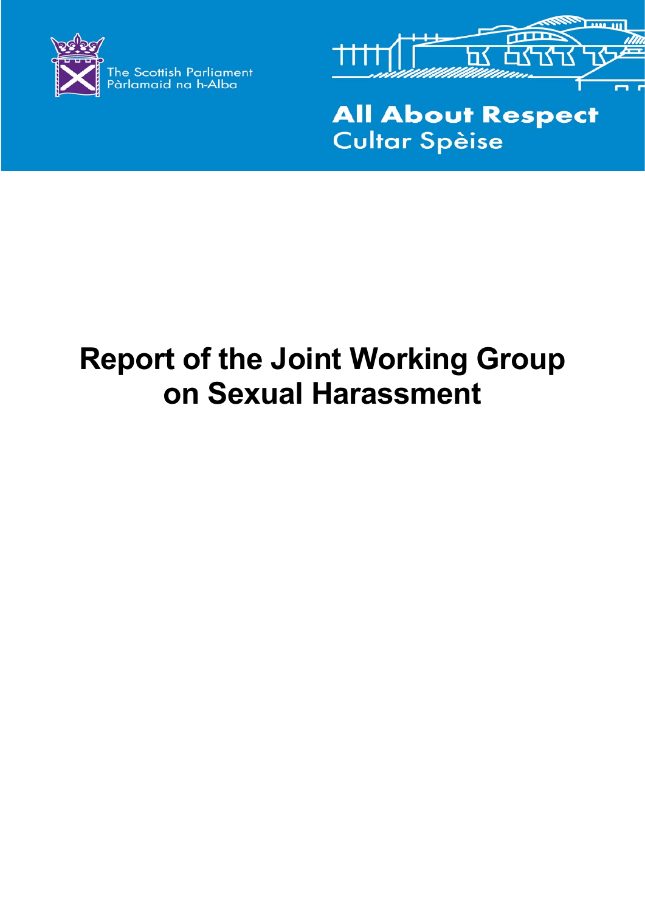The Scottish Parliament
Pàrlamaid na h-Alba

All About Respect
Cultar Spèise

# Report of the Joint Working Group on Sexual Harassment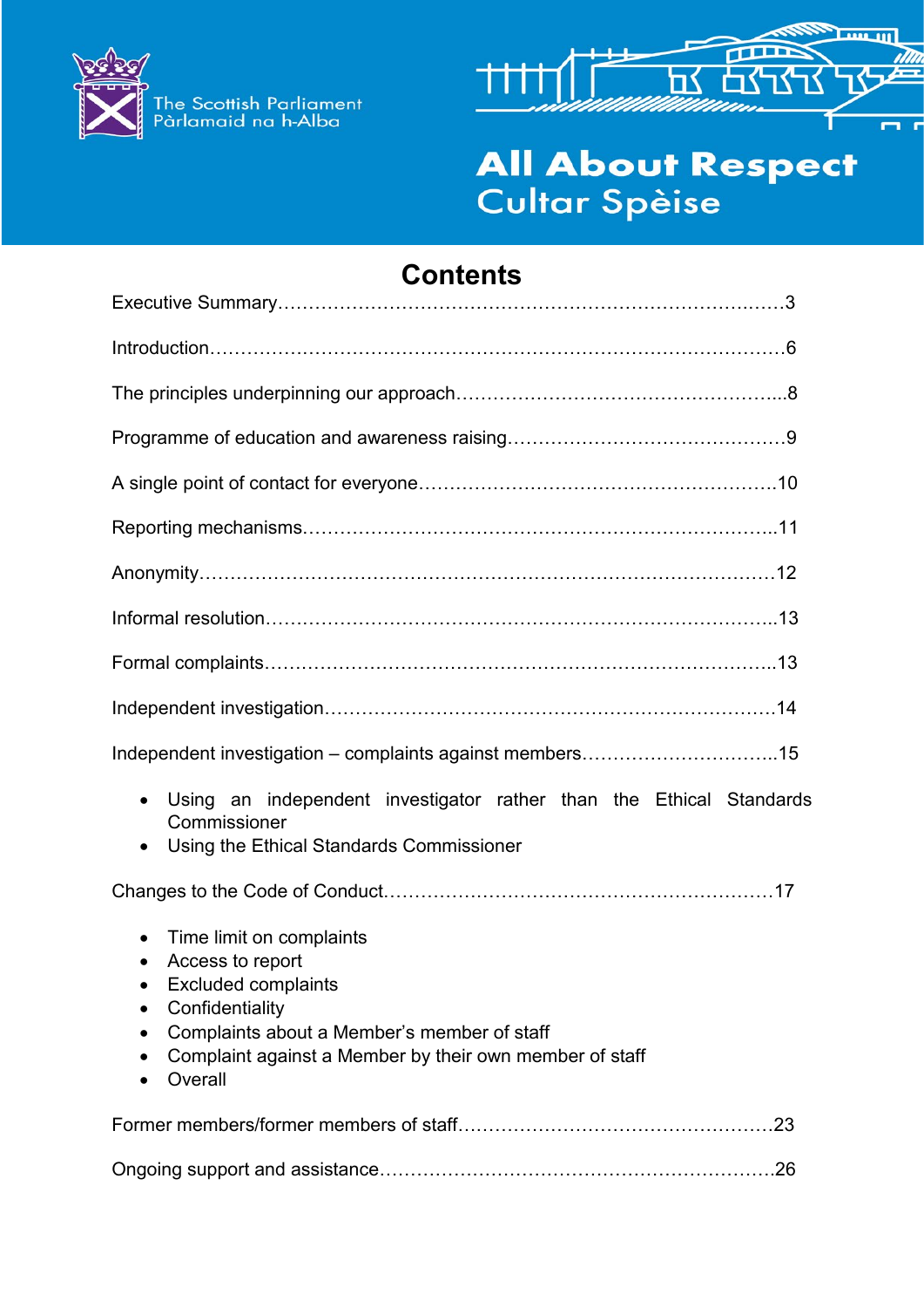The Scottish Parliament
Pàrlamaid na h-Alba

# All About Respect
# Cultar Spèise

## Contents

Executive Summary……………………………………………………………………3

Introduction………………………………………………………………………………6

The principles underpinning our approach……………………………………………..8

Programme of education and awareness raising………………………………………9

A single point of contact for everyone…………………………………………………10

Reporting mechanisms…………………………………………………………………..11

Anonymity…………………………………………………………………………………12

Informal resolution………………………………………………………………………..13

Formal complaints………………………………………………………………………..13

Independent investigation………………………………………………………………14

Independent investigation – complaints against members…………………………..15

- Using an independent investigator rather than the Ethical Standards Commissioner
- Using the Ethical Standards Commissioner

Changes to the Code of Conduct………………………………………………………17

- Time limit on complaints
- Access to report
- Excluded complaints
- Confidentiality
- Complaints about a Member's member of staff
- Complaint against a Member by their own member of staff
- Overall

Former members/former members of staff……………………………………………23

Ongoing support and assistance………………………………………………………26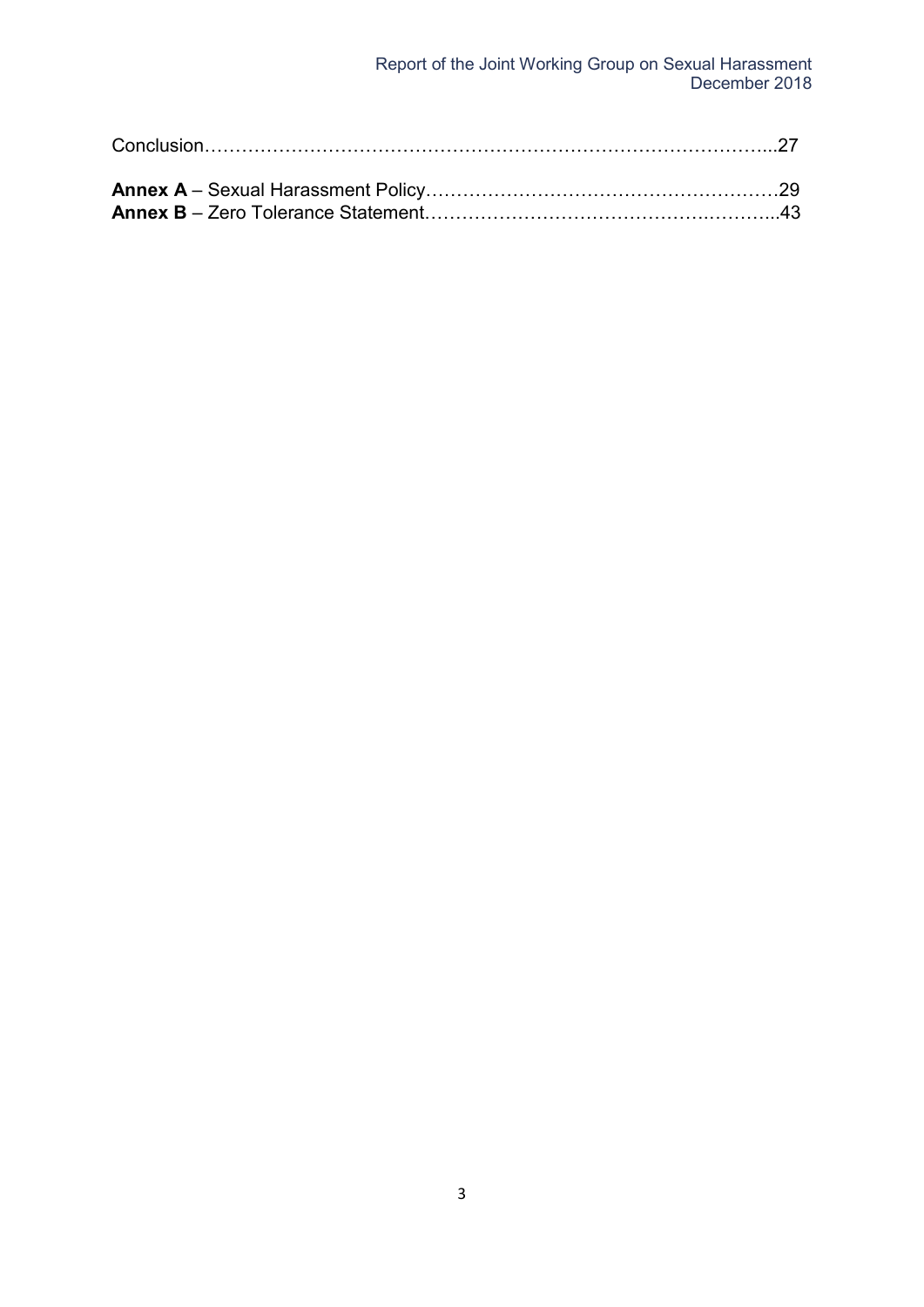Conclusion……………………………………………………………………………...27

**Annex A** – Sexual Harassment Policy……………………………………………….29
**Annex B** – Zero Tolerance Statement………………………………….………...43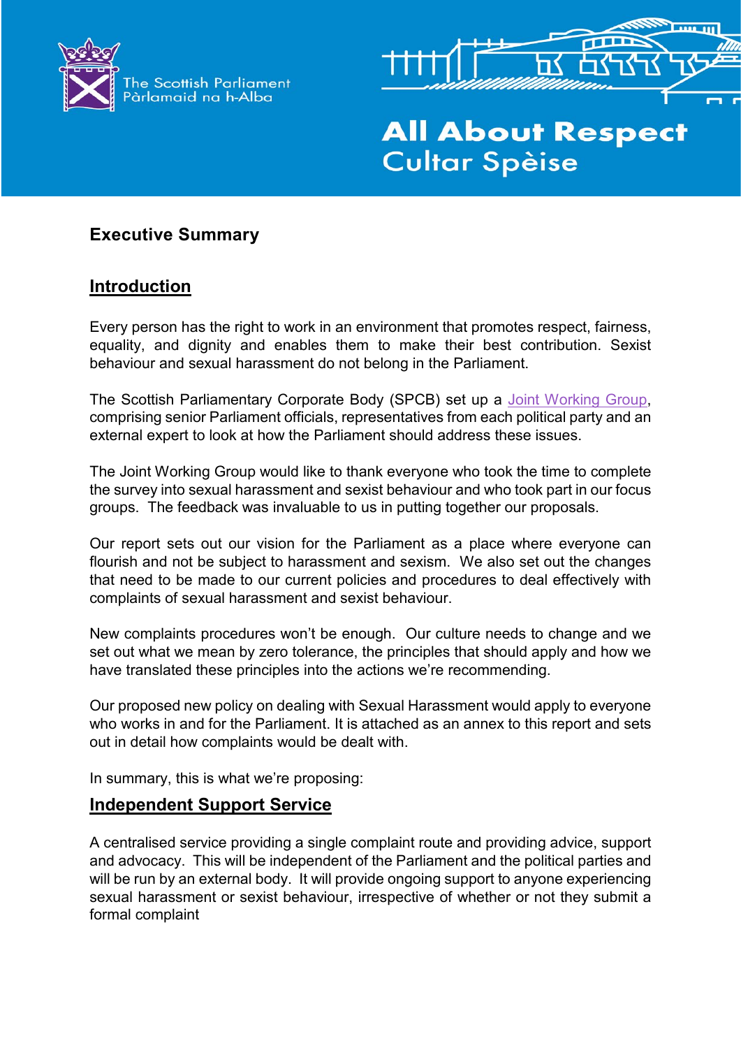The Scottish Parliament
Pàrlamaid na h-Alba

# All About Respect
Cultar Spèise

## Executive Summary

### Introduction

Every person has the right to work in an environment that promotes respect, fairness, equality, and dignity and enables them to make their best contribution. Sexist behaviour and sexual harassment do not belong in the Parliament.

The Scottish Parliamentary Corporate Body (SPCB) set up a Joint Working Group, comprising senior Parliament officials, representatives from each political party and an external expert to look at how the Parliament should address these issues.

The Joint Working Group would like to thank everyone who took the time to complete the survey into sexual harassment and sexist behaviour and who took part in our focus groups. The feedback was invaluable to us in putting together our proposals.

Our report sets out our vision for the Parliament as a place where everyone can flourish and not be subject to harassment and sexism. We also set out the changes that need to be made to our current policies and procedures to deal effectively with complaints of sexual harassment and sexist behaviour.

New complaints procedures won't be enough. Our culture needs to change and we set out what we mean by zero tolerance, the principles that should apply and how we have translated these principles into the actions we're recommending.

Our proposed new policy on dealing with Sexual Harassment would apply to everyone who works in and for the Parliament. It is attached as an annex to this report and sets out in detail how complaints would be dealt with.

In summary, this is what we're proposing:

### Independent Support Service

A centralised service providing a single complaint route and providing advice, support and advocacy. This will be independent of the Parliament and the political parties and will be run by an external body. It will provide ongoing support to anyone experiencing sexual harassment or sexist behaviour, irrespective of whether or not they submit a formal complaint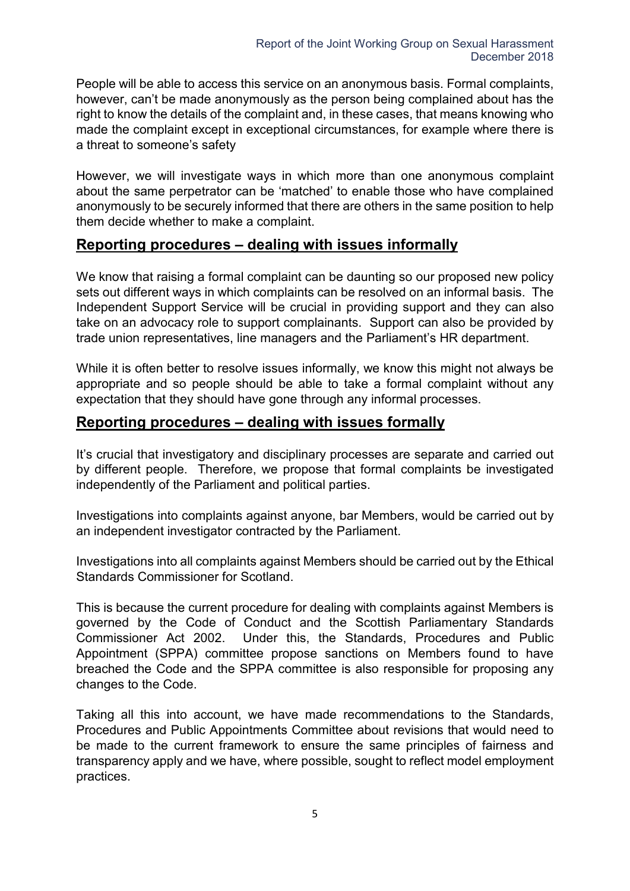People will be able to access this service on an anonymous basis. Formal complaints, however, can't be made anonymously as the person being complained about has the right to know the details of the complaint and, in these cases, that means knowing who made the complaint except in exceptional circumstances, for example where there is a threat to someone's safety

However, we will investigate ways in which more than one anonymous complaint about the same perpetrator can be 'matched' to enable those who have complained anonymously to be securely informed that there are others in the same position to help them decide whether to make a complaint.

## Reporting procedures – dealing with issues informally

We know that raising a formal complaint can be daunting so our proposed new policy sets out different ways in which complaints can be resolved on an informal basis. The Independent Support Service will be crucial in providing support and they can also take on an advocacy role to support complainants. Support can also be provided by trade union representatives, line managers and the Parliament's HR department.

While it is often better to resolve issues informally, we know this might not always be appropriate and so people should be able to take a formal complaint without any expectation that they should have gone through any informal processes.

## Reporting procedures – dealing with issues formally

It's crucial that investigatory and disciplinary processes are separate and carried out by different people. Therefore, we propose that formal complaints be investigated independently of the Parliament and political parties.

Investigations into complaints against anyone, bar Members, would be carried out by an independent investigator contracted by the Parliament.

Investigations into all complaints against Members should be carried out by the Ethical Standards Commissioner for Scotland.

This is because the current procedure for dealing with complaints against Members is governed by the Code of Conduct and the Scottish Parliamentary Standards Commissioner Act 2002. Under this, the Standards, Procedures and Public Appointment (SPPA) committee propose sanctions on Members found to have breached the Code and the SPPA committee is also responsible for proposing any changes to the Code.

Taking all this into account, we have made recommendations to the Standards, Procedures and Public Appointments Committee about revisions that would need to be made to the current framework to ensure the same principles of fairness and transparency apply and we have, where possible, sought to reflect model employment practices.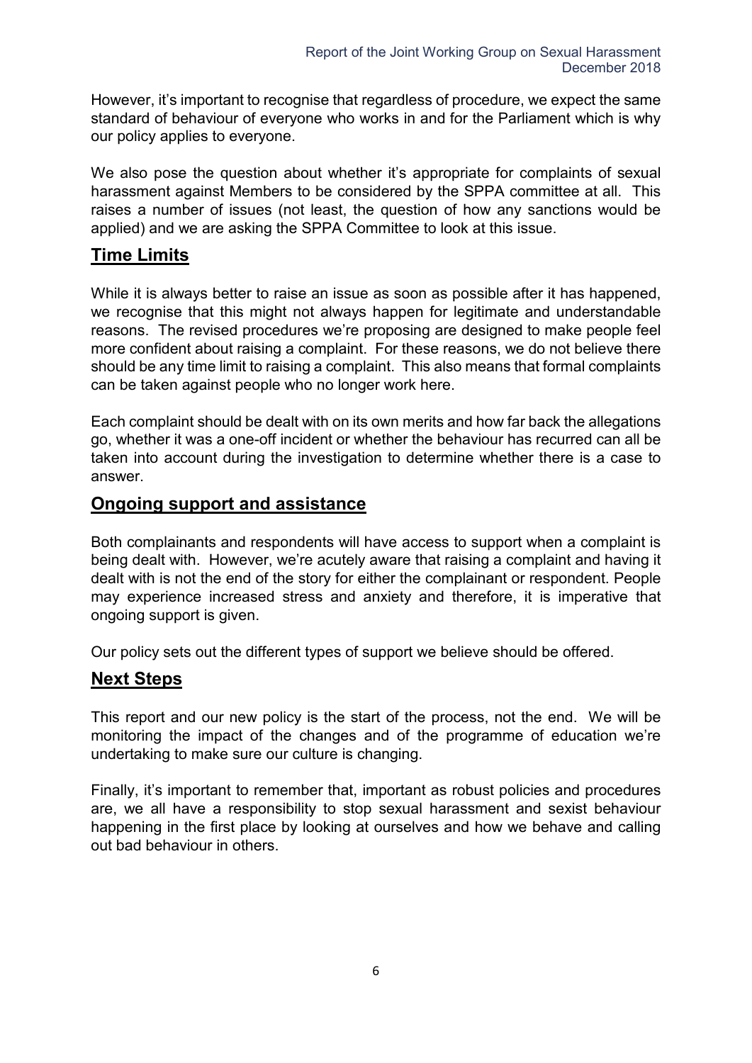However, it's important to recognise that regardless of procedure, we expect the same standard of behaviour of everyone who works in and for the Parliament which is why our policy applies to everyone.

We also pose the question about whether it's appropriate for complaints of sexual harassment against Members to be considered by the SPPA committee at all. This raises a number of issues (not least, the question of how any sanctions would be applied) and we are asking the SPPA Committee to look at this issue.

## Time Limits

While it is always better to raise an issue as soon as possible after it has happened, we recognise that this might not always happen for legitimate and understandable reasons. The revised procedures we're proposing are designed to make people feel more confident about raising a complaint. For these reasons, we do not believe there should be any time limit to raising a complaint. This also means that formal complaints can be taken against people who no longer work here.

Each complaint should be dealt with on its own merits and how far back the allegations go, whether it was a one-off incident or whether the behaviour has recurred can all be taken into account during the investigation to determine whether there is a case to answer.

## Ongoing support and assistance

Both complainants and respondents will have access to support when a complaint is being dealt with. However, we're acutely aware that raising a complaint and having it dealt with is not the end of the story for either the complainant or respondent. People may experience increased stress and anxiety and therefore, it is imperative that ongoing support is given.

Our policy sets out the different types of support we believe should be offered.

## Next Steps

This report and our new policy is the start of the process, not the end. We will be monitoring the impact of the changes and of the programme of education we're undertaking to make sure our culture is changing.

Finally, it's important to remember that, important as robust policies and procedures are, we all have a responsibility to stop sexual harassment and sexist behaviour happening in the first place by looking at ourselves and how we behave and calling out bad behaviour in others.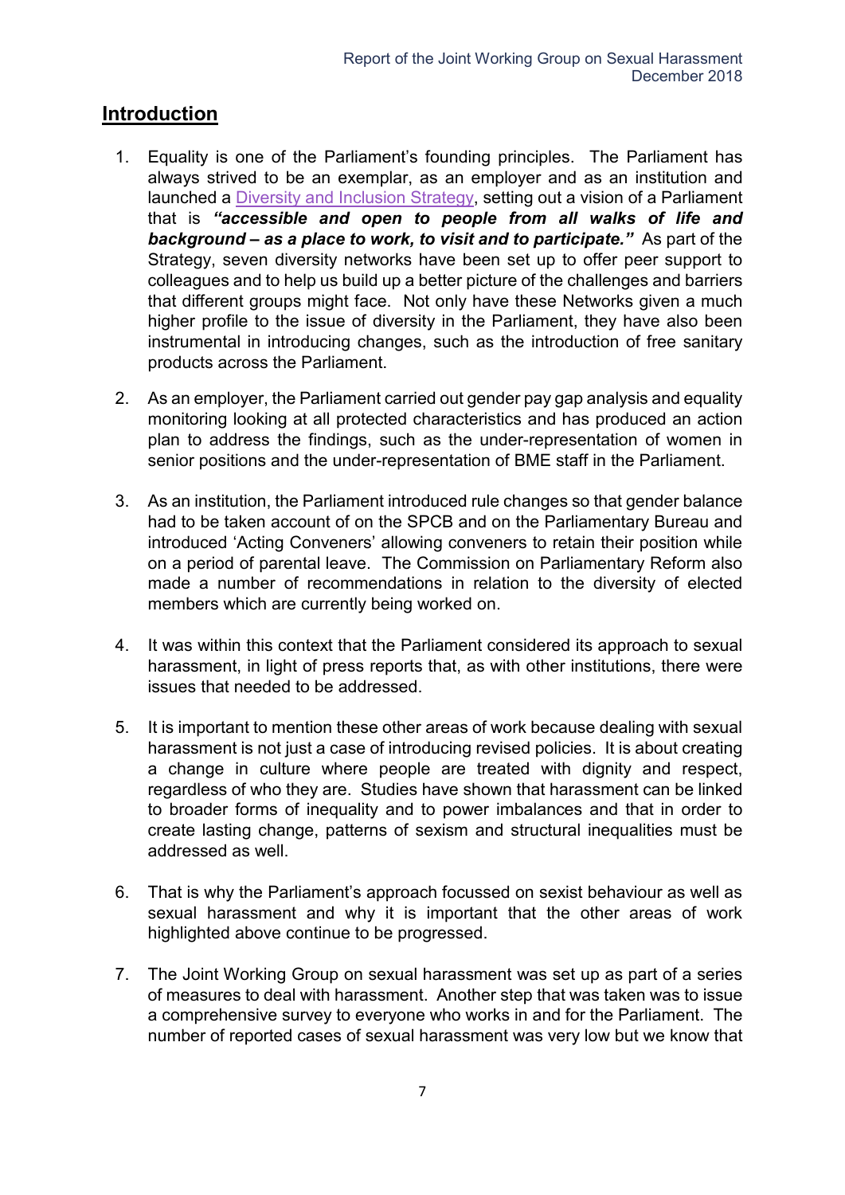## Introduction

1. Equality is one of the Parliament's founding principles. The Parliament has always strived to be an exemplar, as an employer and as an institution and launched a Diversity and Inclusion Strategy, setting out a vision of a Parliament that is ***"accessible and open to people from all walks of life and background – as a place to work, to visit and to participate."*** As part of the Strategy, seven diversity networks have been set up to offer peer support to colleagues and to help us build up a better picture of the challenges and barriers that different groups might face. Not only have these Networks given a much higher profile to the issue of diversity in the Parliament, they have also been instrumental in introducing changes, such as the introduction of free sanitary products across the Parliament.

2. As an employer, the Parliament carried out gender pay gap analysis and equality monitoring looking at all protected characteristics and has produced an action plan to address the findings, such as the under-representation of women in senior positions and the under-representation of BME staff in the Parliament.

3. As an institution, the Parliament introduced rule changes so that gender balance had to be taken account of on the SPCB and on the Parliamentary Bureau and introduced 'Acting Conveners' allowing conveners to retain their position while on a period of parental leave. The Commission on Parliamentary Reform also made a number of recommendations in relation to the diversity of elected members which are currently being worked on.

4. It was within this context that the Parliament considered its approach to sexual harassment, in light of press reports that, as with other institutions, there were issues that needed to be addressed.

5. It is important to mention these other areas of work because dealing with sexual harassment is not just a case of introducing revised policies. It is about creating a change in culture where people are treated with dignity and respect, regardless of who they are. Studies have shown that harassment can be linked to broader forms of inequality and to power imbalances and that in order to create lasting change, patterns of sexism and structural inequalities must be addressed as well.

6. That is why the Parliament's approach focussed on sexist behaviour as well as sexual harassment and why it is important that the other areas of work highlighted above continue to be progressed.

7. The Joint Working Group on sexual harassment was set up as part of a series of measures to deal with harassment. Another step that was taken was to issue a comprehensive survey to everyone who works in and for the Parliament. The number of reported cases of sexual harassment was very low but we know that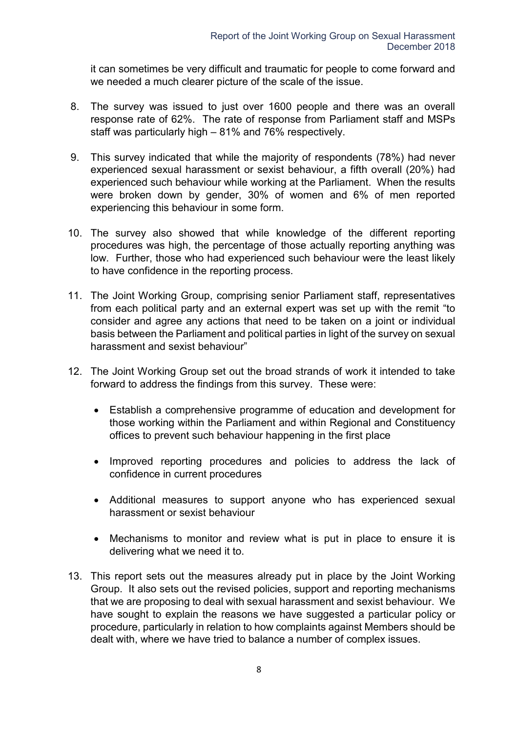it can sometimes be very difficult and traumatic for people to come forward and we needed a much clearer picture of the scale of the issue.

8. The survey was issued to just over 1600 people and there was an overall response rate of 62%. The rate of response from Parliament staff and MSPs staff was particularly high – 81% and 76% respectively.

9. This survey indicated that while the majority of respondents (78%) had never experienced sexual harassment or sexist behaviour, a fifth overall (20%) had experienced such behaviour while working at the Parliament. When the results were broken down by gender, 30% of women and 6% of men reported experiencing this behaviour in some form.

10. The survey also showed that while knowledge of the different reporting procedures was high, the percentage of those actually reporting anything was low. Further, those who had experienced such behaviour were the least likely to have confidence in the reporting process.

11. The Joint Working Group, comprising senior Parliament staff, representatives from each political party and an external expert was set up with the remit "to consider and agree any actions that need to be taken on a joint or individual basis between the Parliament and political parties in light of the survey on sexual harassment and sexist behaviour"

12. The Joint Working Group set out the broad strands of work it intended to take forward to address the findings from this survey. These were:

    - Establish a comprehensive programme of education and development for those working within the Parliament and within Regional and Constituency offices to prevent such behaviour happening in the first place
    - Improved reporting procedures and policies to address the lack of confidence in current procedures
    - Additional measures to support anyone who has experienced sexual harassment or sexist behaviour
    - Mechanisms to monitor and review what is put in place to ensure it is delivering what we need it to.

13. This report sets out the measures already put in place by the Joint Working Group. It also sets out the revised policies, support and reporting mechanisms that we are proposing to deal with sexual harassment and sexist behaviour. We have sought to explain the reasons we have suggested a particular policy or procedure, particularly in relation to how complaints against Members should be dealt with, where we have tried to balance a number of complex issues.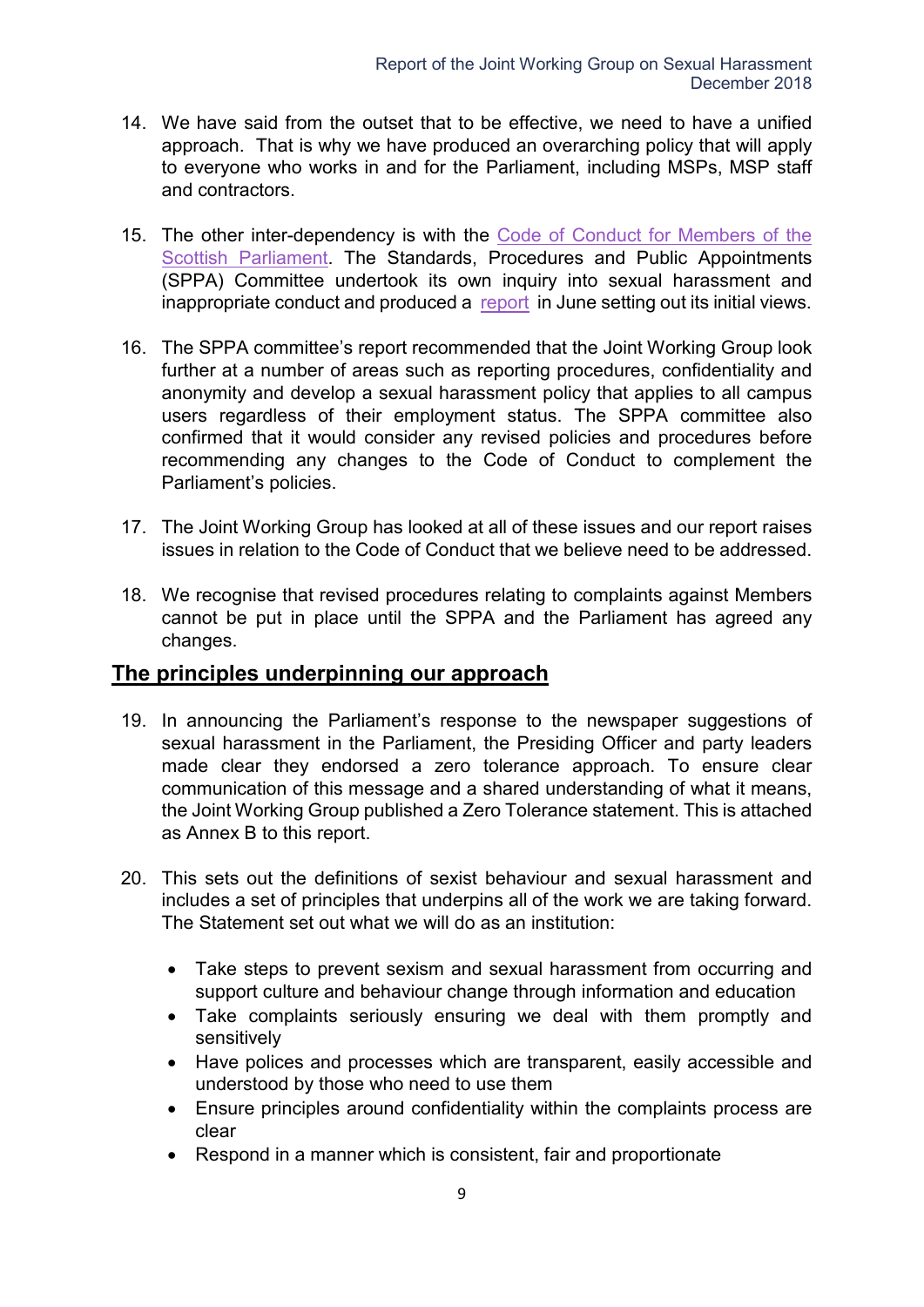14. We have said from the outset that to be effective, we need to have a unified approach. That is why we have produced an overarching policy that will apply to everyone who works in and for the Parliament, including MSPs, MSP staff and contractors.

15. The other inter-dependency is with the [Code of Conduct for Members of the Scottish Parliament](). The Standards, Procedures and Public Appointments (SPPA) Committee undertook its own inquiry into sexual harassment and inappropriate conduct and produced a [report]() in June setting out its initial views.

16. The SPPA committee's report recommended that the Joint Working Group look further at a number of areas such as reporting procedures, confidentiality and anonymity and develop a sexual harassment policy that applies to all campus users regardless of their employment status. The SPPA committee also confirmed that it would consider any revised policies and procedures before recommending any changes to the Code of Conduct to complement the Parliament's policies.

17. The Joint Working Group has looked at all of these issues and our report raises issues in relation to the Code of Conduct that we believe need to be addressed.

18. We recognise that revised procedures relating to complaints against Members cannot be put in place until the SPPA and the Parliament has agreed any changes.

## The principles underpinning our approach

19. In announcing the Parliament's response to the newspaper suggestions of sexual harassment in the Parliament, the Presiding Officer and party leaders made clear they endorsed a zero tolerance approach. To ensure clear communication of this message and a shared understanding of what it means, the Joint Working Group published a Zero Tolerance statement. This is attached as Annex B to this report.

20. This sets out the definitions of sexist behaviour and sexual harassment and includes a set of principles that underpins all of the work we are taking forward. The Statement set out what we will do as an institution:

    - Take steps to prevent sexism and sexual harassment from occurring and support culture and behaviour change through information and education
    - Take complaints seriously ensuring we deal with them promptly and sensitively
    - Have polices and processes which are transparent, easily accessible and understood by those who need to use them
    - Ensure principles around confidentiality within the complaints process are clear
    - Respond in a manner which is consistent, fair and proportionate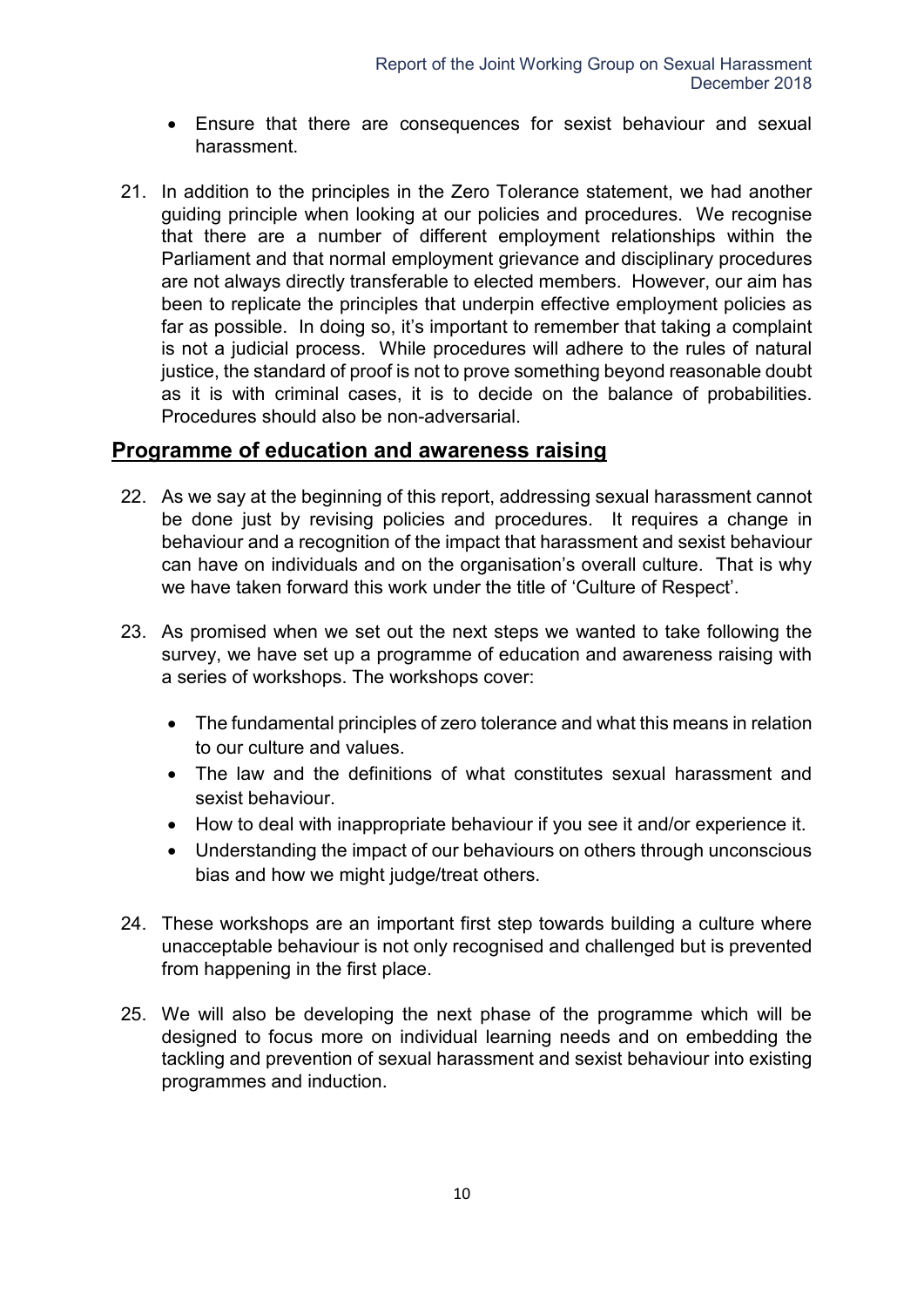- Ensure that there are consequences for sexist behaviour and sexual harassment.

21. In addition to the principles in the Zero Tolerance statement, we had another guiding principle when looking at our policies and procedures. We recognise that there are a number of different employment relationships within the Parliament and that normal employment grievance and disciplinary procedures are not always directly transferable to elected members. However, our aim has been to replicate the principles that underpin effective employment policies as far as possible. In doing so, it's important to remember that taking a complaint is not a judicial process. While procedures will adhere to the rules of natural justice, the standard of proof is not to prove something beyond reasonable doubt as it is with criminal cases, it is to decide on the balance of probabilities. Procedures should also be non-adversarial.

## Programme of education and awareness raising

22. As we say at the beginning of this report, addressing sexual harassment cannot be done just by revising policies and procedures. It requires a change in behaviour and a recognition of the impact that harassment and sexist behaviour can have on individuals and on the organisation's overall culture. That is why we have taken forward this work under the title of 'Culture of Respect'.

23. As promised when we set out the next steps we wanted to take following the survey, we have set up a programme of education and awareness raising with a series of workshops. The workshops cover:

    - The fundamental principles of zero tolerance and what this means in relation to our culture and values.
    - The law and the definitions of what constitutes sexual harassment and sexist behaviour.
    - How to deal with inappropriate behaviour if you see it and/or experience it.
    - Understanding the impact of our behaviours on others through unconscious bias and how we might judge/treat others.

24. These workshops are an important first step towards building a culture where unacceptable behaviour is not only recognised and challenged but is prevented from happening in the first place.

25. We will also be developing the next phase of the programme which will be designed to focus more on individual learning needs and on embedding the tackling and prevention of sexual harassment and sexist behaviour into existing programmes and induction.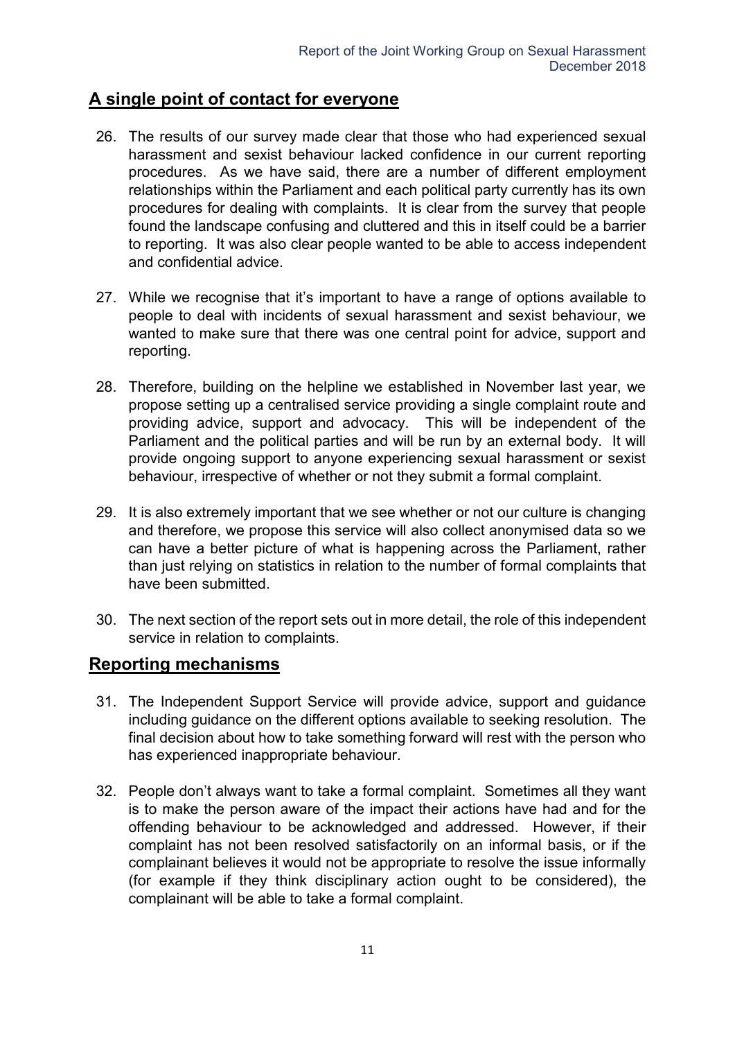## A single point of contact for everyone

26. The results of our survey made clear that those who had experienced sexual harassment and sexist behaviour lacked confidence in our current reporting procedures. As we have said, there are a number of different employment relationships within the Parliament and each political party currently has its own procedures for dealing with complaints. It is clear from the survey that people found the landscape confusing and cluttered and this in itself could be a barrier to reporting. It was also clear people wanted to be able to access independent and confidential advice.

27. While we recognise that it's important to have a range of options available to people to deal with incidents of sexual harassment and sexist behaviour, we wanted to make sure that there was one central point for advice, support and reporting.

28. Therefore, building on the helpline we established in November last year, we propose setting up a centralised service providing a single complaint route and providing advice, support and advocacy. This will be independent of the Parliament and the political parties and will be run by an external body. It will provide ongoing support to anyone experiencing sexual harassment or sexist behaviour, irrespective of whether or not they submit a formal complaint.

29. It is also extremely important that we see whether or not our culture is changing and therefore, we propose this service will also collect anonymised data so we can have a better picture of what is happening across the Parliament, rather than just relying on statistics in relation to the number of formal complaints that have been submitted.

30. The next section of the report sets out in more detail, the role of this independent service in relation to complaints.

## Reporting mechanisms

31. The Independent Support Service will provide advice, support and guidance including guidance on the different options available to seeking resolution. The final decision about how to take something forward will rest with the person who has experienced inappropriate behaviour.

32. People don't always want to take a formal complaint. Sometimes all they want is to make the person aware of the impact their actions have had and for the offending behaviour to be acknowledged and addressed. However, if their complaint has not been resolved satisfactorily on an informal basis, or if the complainant believes it would not be appropriate to resolve the issue informally (for example if they think disciplinary action ought to be considered), the complainant will be able to take a formal complaint.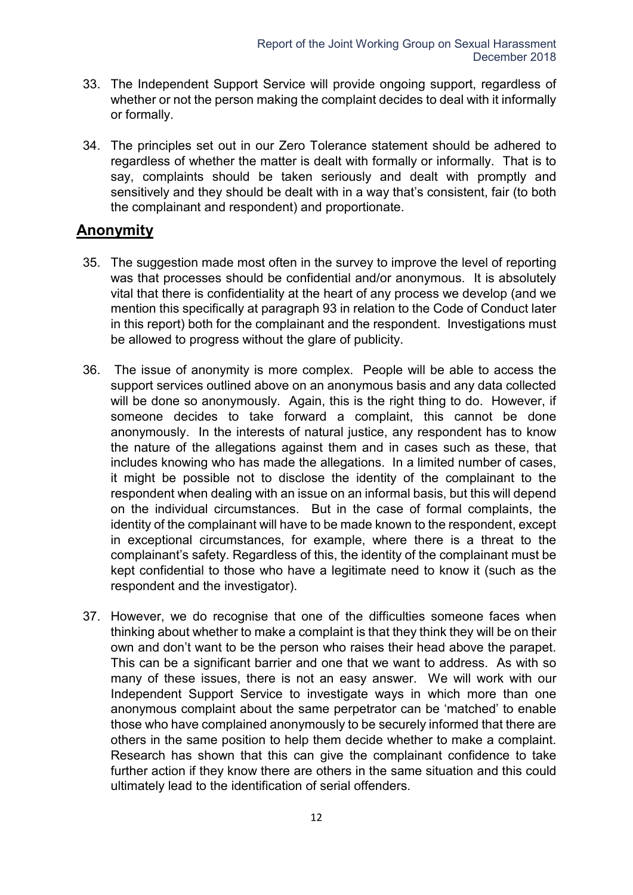33. The Independent Support Service will provide ongoing support, regardless of whether or not the person making the complaint decides to deal with it informally or formally.

34. The principles set out in our Zero Tolerance statement should be adhered to regardless of whether the matter is dealt with formally or informally. That is to say, complaints should be taken seriously and dealt with promptly and sensitively and they should be dealt with in a way that's consistent, fair (to both the complainant and respondent) and proportionate.

## **Anonymity**

35. The suggestion made most often in the survey to improve the level of reporting was that processes should be confidential and/or anonymous. It is absolutely vital that there is confidentiality at the heart of any process we develop (and we mention this specifically at paragraph 93 in relation to the Code of Conduct later in this report) both for the complainant and the respondent. Investigations must be allowed to progress without the glare of publicity.

36. The issue of anonymity is more complex. People will be able to access the support services outlined above on an anonymous basis and any data collected will be done so anonymously. Again, this is the right thing to do. However, if someone decides to take forward a complaint, this cannot be done anonymously. In the interests of natural justice, any respondent has to know the nature of the allegations against them and in cases such as these, that includes knowing who has made the allegations. In a limited number of cases, it might be possible not to disclose the identity of the complainant to the respondent when dealing with an issue on an informal basis, but this will depend on the individual circumstances. But in the case of formal complaints, the identity of the complainant will have to be made known to the respondent, except in exceptional circumstances, for example, where there is a threat to the complainant's safety. Regardless of this, the identity of the complainant must be kept confidential to those who have a legitimate need to know it (such as the respondent and the investigator).

37. However, we do recognise that one of the difficulties someone faces when thinking about whether to make a complaint is that they think they will be on their own and don't want to be the person who raises their head above the parapet. This can be a significant barrier and one that we want to address. As with so many of these issues, there is not an easy answer. We will work with our Independent Support Service to investigate ways in which more than one anonymous complaint about the same perpetrator can be 'matched' to enable those who have complained anonymously to be securely informed that there are others in the same position to help them decide whether to make a complaint. Research has shown that this can give the complainant confidence to take further action if they know there are others in the same situation and this could ultimately lead to the identification of serial offenders.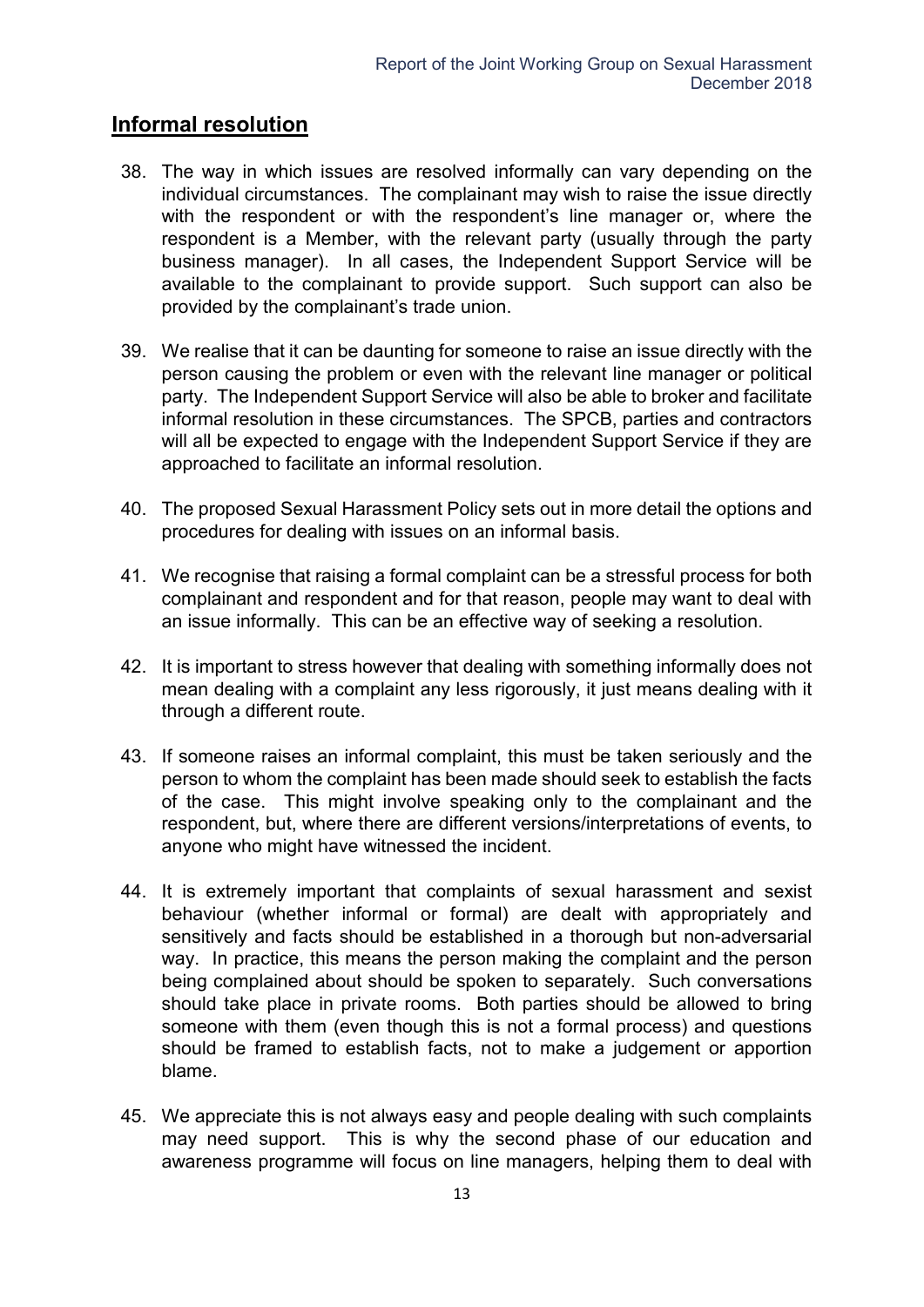## Informal resolution

38. The way in which issues are resolved informally can vary depending on the individual circumstances. The complainant may wish to raise the issue directly with the respondent or with the respondent's line manager or, where the respondent is a Member, with the relevant party (usually through the party business manager). In all cases, the Independent Support Service will be available to the complainant to provide support. Such support can also be provided by the complainant's trade union.

39. We realise that it can be daunting for someone to raise an issue directly with the person causing the problem or even with the relevant line manager or political party. The Independent Support Service will also be able to broker and facilitate informal resolution in these circumstances. The SPCB, parties and contractors will all be expected to engage with the Independent Support Service if they are approached to facilitate an informal resolution.

40. The proposed Sexual Harassment Policy sets out in more detail the options and procedures for dealing with issues on an informal basis.

41. We recognise that raising a formal complaint can be a stressful process for both complainant and respondent and for that reason, people may want to deal with an issue informally. This can be an effective way of seeking a resolution.

42. It is important to stress however that dealing with something informally does not mean dealing with a complaint any less rigorously, it just means dealing with it through a different route.

43. If someone raises an informal complaint, this must be taken seriously and the person to whom the complaint has been made should seek to establish the facts of the case. This might involve speaking only to the complainant and the respondent, but, where there are different versions/interpretations of events, to anyone who might have witnessed the incident.

44. It is extremely important that complaints of sexual harassment and sexist behaviour (whether informal or formal) are dealt with appropriately and sensitively and facts should be established in a thorough but non-adversarial way. In practice, this means the person making the complaint and the person being complained about should be spoken to separately. Such conversations should take place in private rooms. Both parties should be allowed to bring someone with them (even though this is not a formal process) and questions should be framed to establish facts, not to make a judgement or apportion blame.

45. We appreciate this is not always easy and people dealing with such complaints may need support. This is why the second phase of our education and awareness programme will focus on line managers, helping them to deal with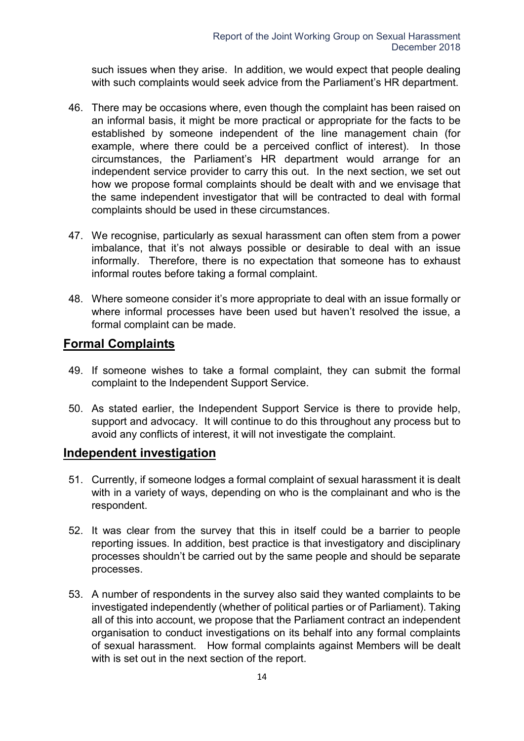such issues when they arise. In addition, we would expect that people dealing with such complaints would seek advice from the Parliament's HR department.

46. There may be occasions where, even though the complaint has been raised on an informal basis, it might be more practical or appropriate for the facts to be established by someone independent of the line management chain (for example, where there could be a perceived conflict of interest). In those circumstances, the Parliament's HR department would arrange for an independent service provider to carry this out. In the next section, we set out how we propose formal complaints should be dealt with and we envisage that the same independent investigator that will be contracted to deal with formal complaints should be used in these circumstances.

47. We recognise, particularly as sexual harassment can often stem from a power imbalance, that it's not always possible or desirable to deal with an issue informally. Therefore, there is no expectation that someone has to exhaust informal routes before taking a formal complaint.

48. Where someone consider it's more appropriate to deal with an issue formally or where informal processes have been used but haven't resolved the issue, a formal complaint can be made.

## Formal Complaints

49. If someone wishes to take a formal complaint, they can submit the formal complaint to the Independent Support Service.

50. As stated earlier, the Independent Support Service is there to provide help, support and advocacy. It will continue to do this throughout any process but to avoid any conflicts of interest, it will not investigate the complaint.

## Independent investigation

51. Currently, if someone lodges a formal complaint of sexual harassment it is dealt with in a variety of ways, depending on who is the complainant and who is the respondent.

52. It was clear from the survey that this in itself could be a barrier to people reporting issues. In addition, best practice is that investigatory and disciplinary processes shouldn't be carried out by the same people and should be separate processes.

53. A number of respondents in the survey also said they wanted complaints to be investigated independently (whether of political parties or of Parliament). Taking all of this into account, we propose that the Parliament contract an independent organisation to conduct investigations on its behalf into any formal complaints of sexual harassment. How formal complaints against Members will be dealt with is set out in the next section of the report.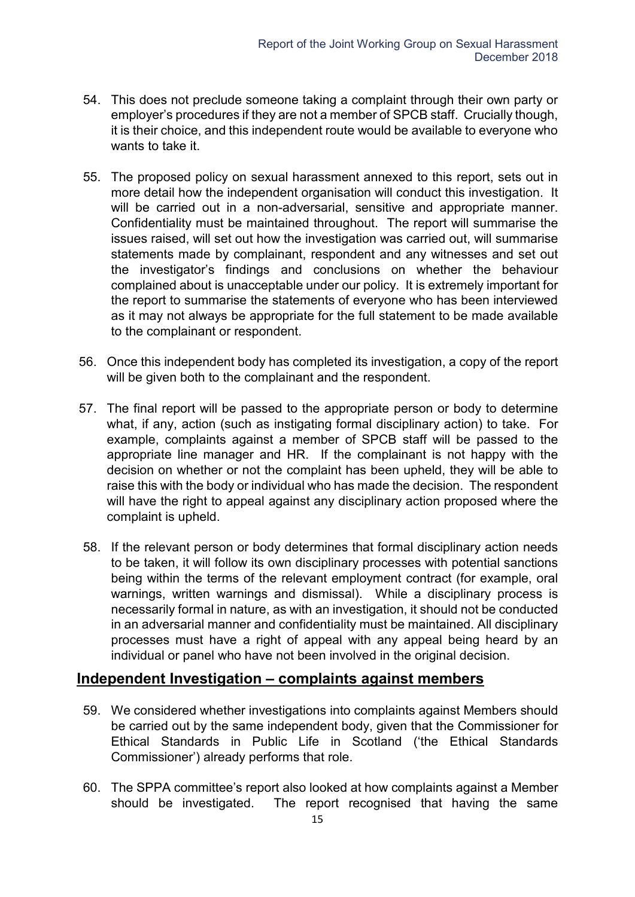54. This does not preclude someone taking a complaint through their own party or employer's procedures if they are not a member of SPCB staff. Crucially though, it is their choice, and this independent route would be available to everyone who wants to take it.

55. The proposed policy on sexual harassment annexed to this report, sets out in more detail how the independent organisation will conduct this investigation. It will be carried out in a non-adversarial, sensitive and appropriate manner. Confidentiality must be maintained throughout. The report will summarise the issues raised, will set out how the investigation was carried out, will summarise statements made by complainant, respondent and any witnesses and set out the investigator's findings and conclusions on whether the behaviour complained about is unacceptable under our policy. It is extremely important for the report to summarise the statements of everyone who has been interviewed as it may not always be appropriate for the full statement to be made available to the complainant or respondent.

56. Once this independent body has completed its investigation, a copy of the report will be given both to the complainant and the respondent.

57. The final report will be passed to the appropriate person or body to determine what, if any, action (such as instigating formal disciplinary action) to take. For example, complaints against a member of SPCB staff will be passed to the appropriate line manager and HR. If the complainant is not happy with the decision on whether or not the complaint has been upheld, they will be able to raise this with the body or individual who has made the decision. The respondent will have the right to appeal against any disciplinary action proposed where the complaint is upheld.

58. If the relevant person or body determines that formal disciplinary action needs to be taken, it will follow its own disciplinary processes with potential sanctions being within the terms of the relevant employment contract (for example, oral warnings, written warnings and dismissal). While a disciplinary process is necessarily formal in nature, as with an investigation, it should not be conducted in an adversarial manner and confidentiality must be maintained. All disciplinary processes must have a right of appeal with any appeal being heard by an individual or panel who have not been involved in the original decision.

## Independent Investigation – complaints against members

59. We considered whether investigations into complaints against Members should be carried out by the same independent body, given that the Commissioner for Ethical Standards in Public Life in Scotland ('the Ethical Standards Commissioner') already performs that role.

60. The SPPA committee's report also looked at how complaints against a Member should be investigated. The report recognised that having the same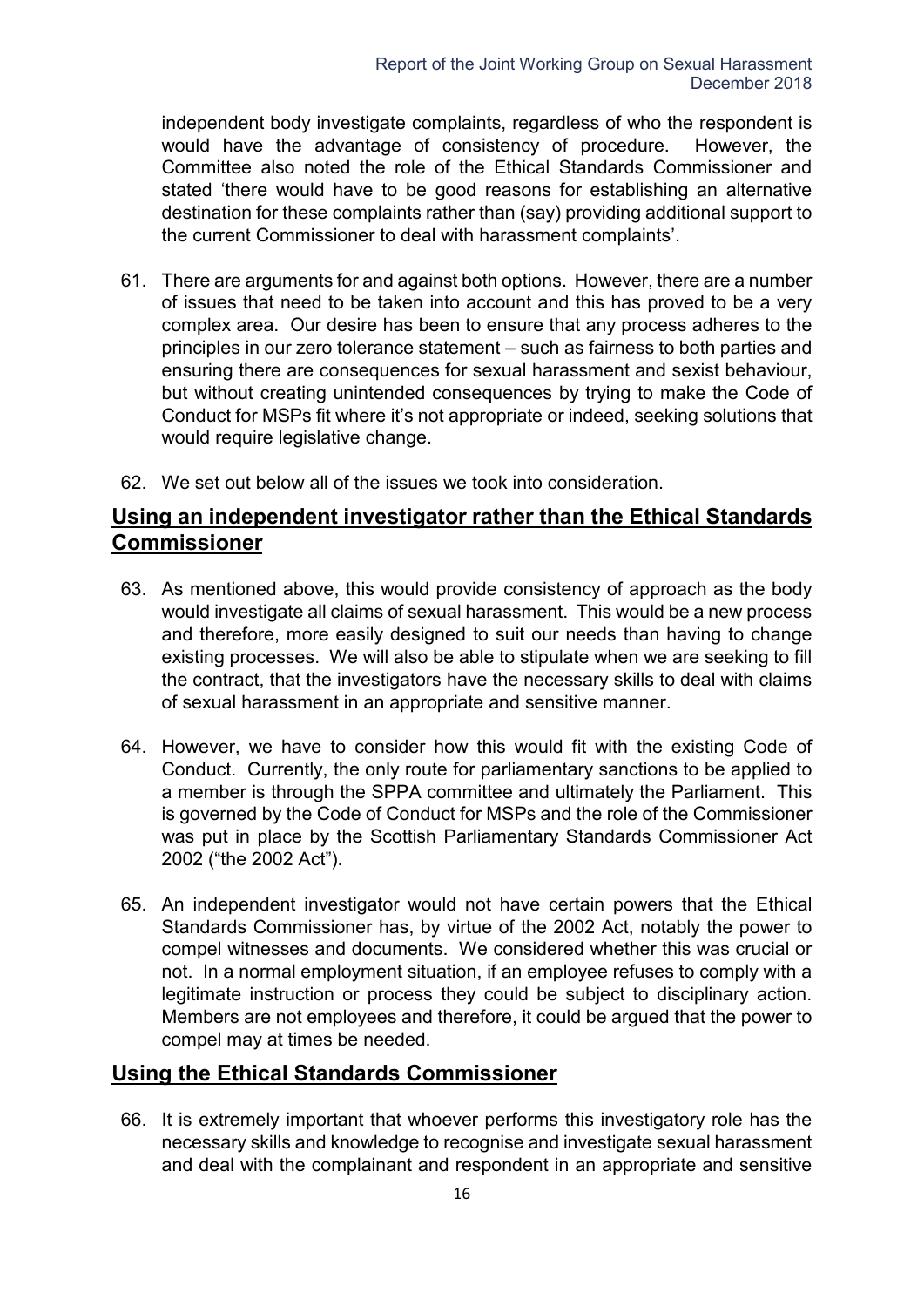independent body investigate complaints, regardless of who the respondent is would have the advantage of consistency of procedure. However, the Committee also noted the role of the Ethical Standards Commissioner and stated 'there would have to be good reasons for establishing an alternative destination for these complaints rather than (say) providing additional support to the current Commissioner to deal with harassment complaints'.

61. There are arguments for and against both options. However, there are a number of issues that need to be taken into account and this has proved to be a very complex area. Our desire has been to ensure that any process adheres to the principles in our zero tolerance statement – such as fairness to both parties and ensuring there are consequences for sexual harassment and sexist behaviour, but without creating unintended consequences by trying to make the Code of Conduct for MSPs fit where it's not appropriate or indeed, seeking solutions that would require legislative change.

62. We set out below all of the issues we took into consideration.

## Using an independent investigator rather than the Ethical Standards Commissioner

63. As mentioned above, this would provide consistency of approach as the body would investigate all claims of sexual harassment. This would be a new process and therefore, more easily designed to suit our needs than having to change existing processes. We will also be able to stipulate when we are seeking to fill the contract, that the investigators have the necessary skills to deal with claims of sexual harassment in an appropriate and sensitive manner.

64. However, we have to consider how this would fit with the existing Code of Conduct. Currently, the only route for parliamentary sanctions to be applied to a member is through the SPPA committee and ultimately the Parliament. This is governed by the Code of Conduct for MSPs and the role of the Commissioner was put in place by the Scottish Parliamentary Standards Commissioner Act 2002 ("the 2002 Act").

65. An independent investigator would not have certain powers that the Ethical Standards Commissioner has, by virtue of the 2002 Act, notably the power to compel witnesses and documents. We considered whether this was crucial or not. In a normal employment situation, if an employee refuses to comply with a legitimate instruction or process they could be subject to disciplinary action. Members are not employees and therefore, it could be argued that the power to compel may at times be needed.

## Using the Ethical Standards Commissioner

66. It is extremely important that whoever performs this investigatory role has the necessary skills and knowledge to recognise and investigate sexual harassment and deal with the complainant and respondent in an appropriate and sensitive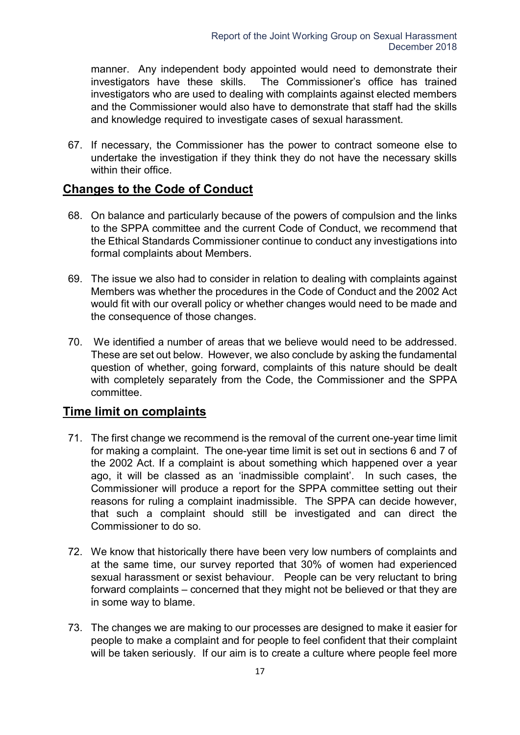manner. Any independent body appointed would need to demonstrate their investigators have these skills. The Commissioner's office has trained investigators who are used to dealing with complaints against elected members and the Commissioner would also have to demonstrate that staff had the skills and knowledge required to investigate cases of sexual harassment.

67. If necessary, the Commissioner has the power to contract someone else to undertake the investigation if they think they do not have the necessary skills within their office.

## Changes to the Code of Conduct

68. On balance and particularly because of the powers of compulsion and the links to the SPPA committee and the current Code of Conduct, we recommend that the Ethical Standards Commissioner continue to conduct any investigations into formal complaints about Members.

69. The issue we also had to consider in relation to dealing with complaints against Members was whether the procedures in the Code of Conduct and the 2002 Act would fit with our overall policy or whether changes would need to be made and the consequence of those changes.

70. We identified a number of areas that we believe would need to be addressed. These are set out below. However, we also conclude by asking the fundamental question of whether, going forward, complaints of this nature should be dealt with completely separately from the Code, the Commissioner and the SPPA committee.

## Time limit on complaints

71. The first change we recommend is the removal of the current one-year time limit for making a complaint. The one-year time limit is set out in sections 6 and 7 of the 2002 Act. If a complaint is about something which happened over a year ago, it will be classed as an 'inadmissible complaint'. In such cases, the Commissioner will produce a report for the SPPA committee setting out their reasons for ruling a complaint inadmissible. The SPPA can decide however, that such a complaint should still be investigated and can direct the Commissioner to do so.

72. We know that historically there have been very low numbers of complaints and at the same time, our survey reported that 30% of women had experienced sexual harassment or sexist behaviour. People can be very reluctant to bring forward complaints – concerned that they might not be believed or that they are in some way to blame.

73. The changes we are making to our processes are designed to make it easier for people to make a complaint and for people to feel confident that their complaint will be taken seriously. If our aim is to create a culture where people feel more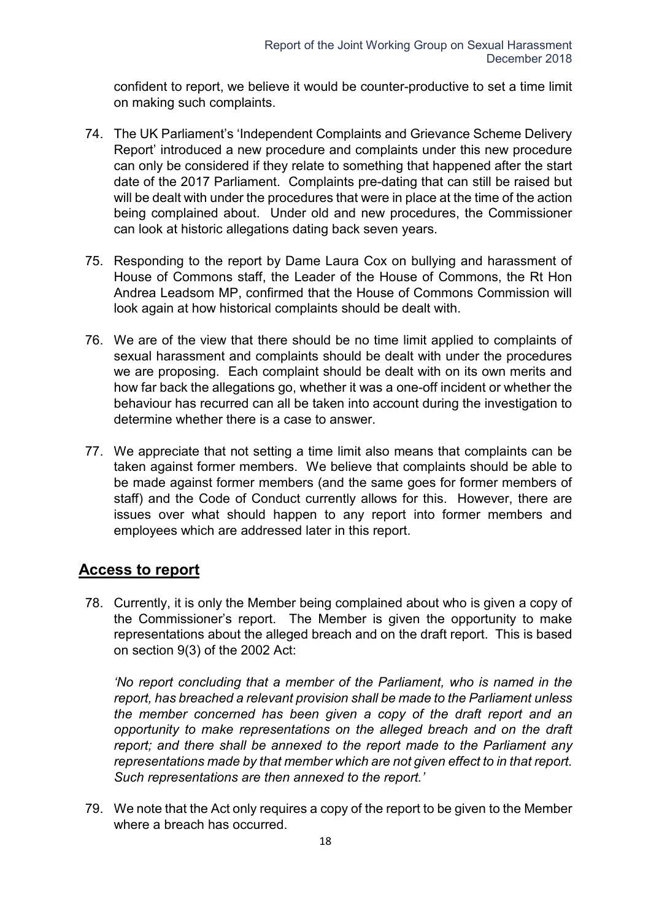confident to report, we believe it would be counter-productive to set a time limit on making such complaints.

74. The UK Parliament's 'Independent Complaints and Grievance Scheme Delivery Report' introduced a new procedure and complaints under this new procedure can only be considered if they relate to something that happened after the start date of the 2017 Parliament. Complaints pre-dating that can still be raised but will be dealt with under the procedures that were in place at the time of the action being complained about. Under old and new procedures, the Commissioner can look at historic allegations dating back seven years.

75. Responding to the report by Dame Laura Cox on bullying and harassment of House of Commons staff, the Leader of the House of Commons, the Rt Hon Andrea Leadsom MP, confirmed that the House of Commons Commission will look again at how historical complaints should be dealt with.

76. We are of the view that there should be no time limit applied to complaints of sexual harassment and complaints should be dealt with under the procedures we are proposing. Each complaint should be dealt with on its own merits and how far back the allegations go, whether it was a one-off incident or whether the behaviour has recurred can all be taken into account during the investigation to determine whether there is a case to answer.

77. We appreciate that not setting a time limit also means that complaints can be taken against former members. We believe that complaints should be able to be made against former members (and the same goes for former members of staff) and the Code of Conduct currently allows for this. However, there are issues over what should happen to any report into former members and employees which are addressed later in this report.

## Access to report

78. Currently, it is only the Member being complained about who is given a copy of the Commissioner's report. The Member is given the opportunity to make representations about the alleged breach and on the draft report. This is based on section 9(3) of the 2002 Act:

    *'No report concluding that a member of the Parliament, who is named in the report, has breached a relevant provision shall be made to the Parliament unless the member concerned has been given a copy of the draft report and an opportunity to make representations on the alleged breach and on the draft report; and there shall be annexed to the report made to the Parliament any representations made by that member which are not given effect to in that report. Such representations are then annexed to the report.'*

79. We note that the Act only requires a copy of the report to be given to the Member where a breach has occurred.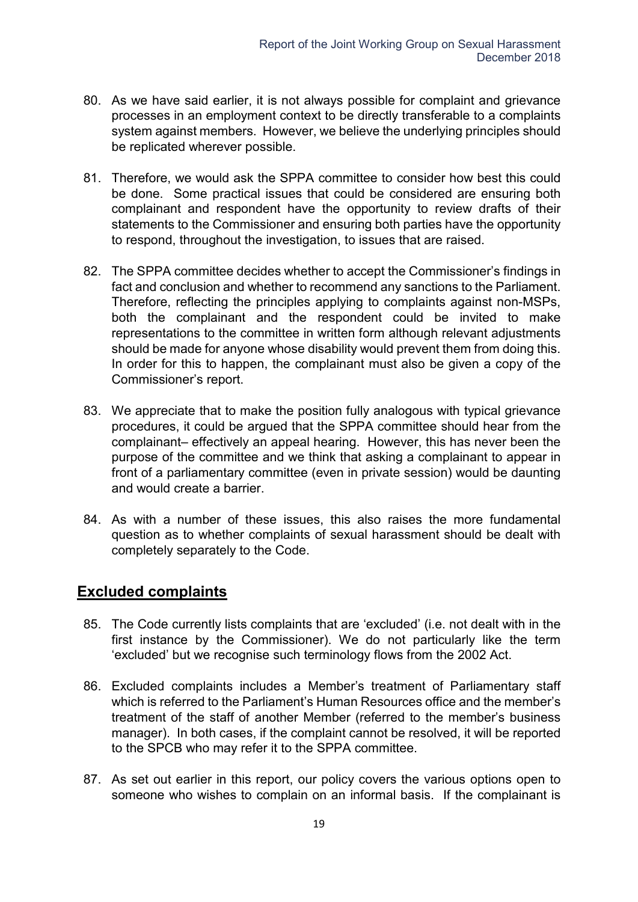80. As we have said earlier, it is not always possible for complaint and grievance processes in an employment context to be directly transferable to a complaints system against members. However, we believe the underlying principles should be replicated wherever possible.

81. Therefore, we would ask the SPPA committee to consider how best this could be done. Some practical issues that could be considered are ensuring both complainant and respondent have the opportunity to review drafts of their statements to the Commissioner and ensuring both parties have the opportunity to respond, throughout the investigation, to issues that are raised.

82. The SPPA committee decides whether to accept the Commissioner's findings in fact and conclusion and whether to recommend any sanctions to the Parliament. Therefore, reflecting the principles applying to complaints against non-MSPs, both the complainant and the respondent could be invited to make representations to the committee in written form although relevant adjustments should be made for anyone whose disability would prevent them from doing this. In order for this to happen, the complainant must also be given a copy of the Commissioner's report.

83. We appreciate that to make the position fully analogous with typical grievance procedures, it could be argued that the SPPA committee should hear from the complainant– effectively an appeal hearing. However, this has never been the purpose of the committee and we think that asking a complainant to appear in front of a parliamentary committee (even in private session) would be daunting and would create a barrier.

84. As with a number of these issues, this also raises the more fundamental question as to whether complaints of sexual harassment should be dealt with completely separately to the Code.

## Excluded complaints

85. The Code currently lists complaints that are 'excluded' (i.e. not dealt with in the first instance by the Commissioner). We do not particularly like the term 'excluded' but we recognise such terminology flows from the 2002 Act.

86. Excluded complaints includes a Member's treatment of Parliamentary staff which is referred to the Parliament's Human Resources office and the member's treatment of the staff of another Member (referred to the member's business manager). In both cases, if the complaint cannot be resolved, it will be reported to the SPCB who may refer it to the SPPA committee.

87. As set out earlier in this report, our policy covers the various options open to someone who wishes to complain on an informal basis. If the complainant is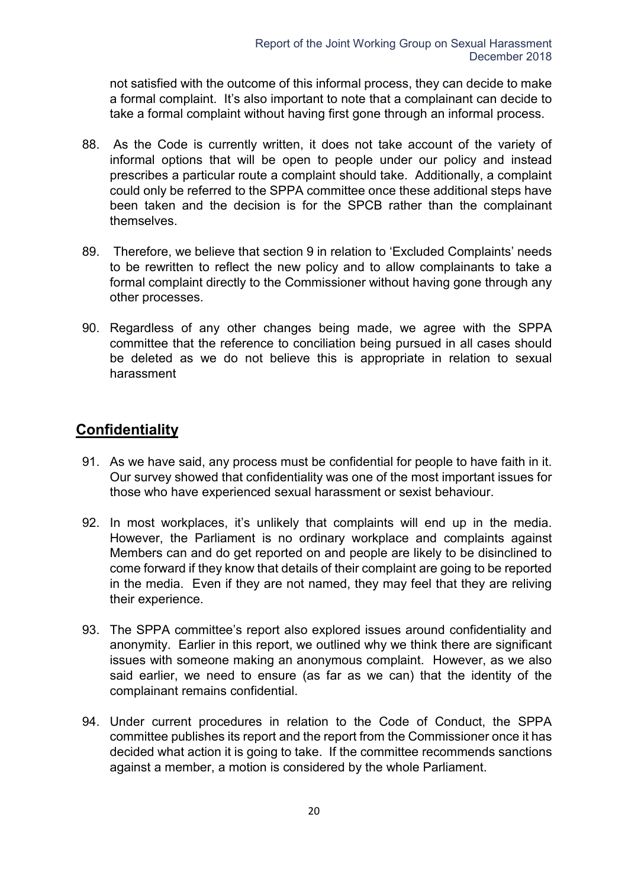not satisfied with the outcome of this informal process, they can decide to make a formal complaint. It's also important to note that a complainant can decide to take a formal complaint without having first gone through an informal process.

88. As the Code is currently written, it does not take account of the variety of informal options that will be open to people under our policy and instead prescribes a particular route a complaint should take. Additionally, a complaint could only be referred to the SPPA committee once these additional steps have been taken and the decision is for the SPCB rather than the complainant themselves.

89. Therefore, we believe that section 9 in relation to 'Excluded Complaints' needs to be rewritten to reflect the new policy and to allow complainants to take a formal complaint directly to the Commissioner without having gone through any other processes.

90. Regardless of any other changes being made, we agree with the SPPA committee that the reference to conciliation being pursued in all cases should be deleted as we do not believe this is appropriate in relation to sexual harassment

## Confidentiality

91. As we have said, any process must be confidential for people to have faith in it. Our survey showed that confidentiality was one of the most important issues for those who have experienced sexual harassment or sexist behaviour.

92. In most workplaces, it's unlikely that complaints will end up in the media. However, the Parliament is no ordinary workplace and complaints against Members can and do get reported on and people are likely to be disinclined to come forward if they know that details of their complaint are going to be reported in the media. Even if they are not named, they may feel that they are reliving their experience.

93. The SPPA committee's report also explored issues around confidentiality and anonymity. Earlier in this report, we outlined why we think there are significant issues with someone making an anonymous complaint. However, as we also said earlier, we need to ensure (as far as we can) that the identity of the complainant remains confidential.

94. Under current procedures in relation to the Code of Conduct, the SPPA committee publishes its report and the report from the Commissioner once it has decided what action it is going to take. If the committee recommends sanctions against a member, a motion is considered by the whole Parliament.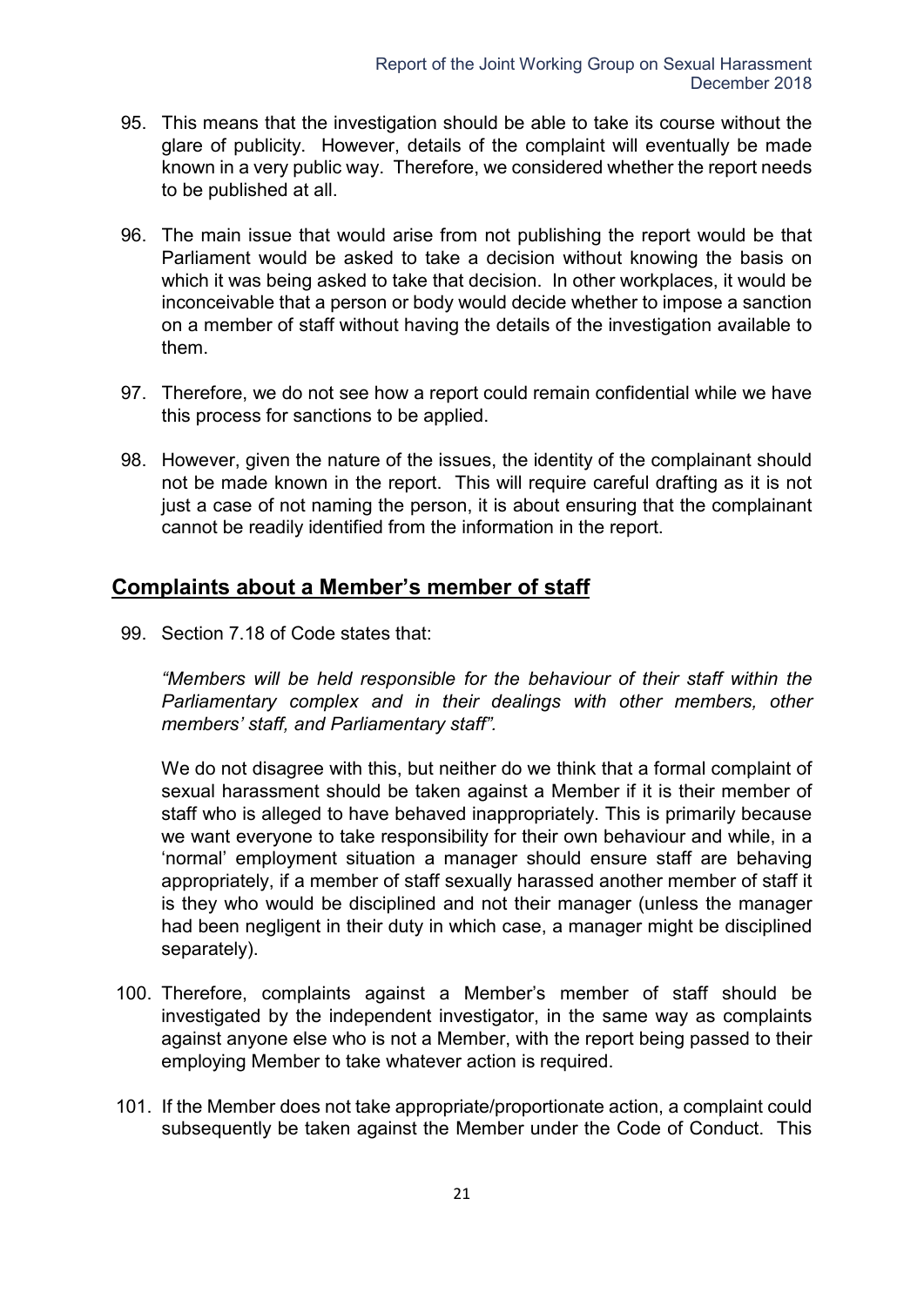95. This means that the investigation should be able to take its course without the glare of publicity. However, details of the complaint will eventually be made known in a very public way. Therefore, we considered whether the report needs to be published at all.

96. The main issue that would arise from not publishing the report would be that Parliament would be asked to take a decision without knowing the basis on which it was being asked to take that decision. In other workplaces, it would be inconceivable that a person or body would decide whether to impose a sanction on a member of staff without having the details of the investigation available to them.

97. Therefore, we do not see how a report could remain confidential while we have this process for sanctions to be applied.

98. However, given the nature of the issues, the identity of the complainant should not be made known in the report. This will require careful drafting as it is not just a case of not naming the person, it is about ensuring that the complainant cannot be readily identified from the information in the report.

## Complaints about a Member's member of staff

99. Section 7.18 of Code states that:

    *"Members will be held responsible for the behaviour of their staff within the Parliamentary complex and in their dealings with other members, other members' staff, and Parliamentary staff".*

    We do not disagree with this, but neither do we think that a formal complaint of sexual harassment should be taken against a Member if it is their member of staff who is alleged to have behaved inappropriately. This is primarily because we want everyone to take responsibility for their own behaviour and while, in a 'normal' employment situation a manager should ensure staff are behaving appropriately, if a member of staff sexually harassed another member of staff it is they who would be disciplined and not their manager (unless the manager had been negligent in their duty in which case, a manager might be disciplined separately).

100. Therefore, complaints against a Member's member of staff should be investigated by the independent investigator, in the same way as complaints against anyone else who is not a Member, with the report being passed to their employing Member to take whatever action is required.

101. If the Member does not take appropriate/proportionate action, a complaint could subsequently be taken against the Member under the Code of Conduct. This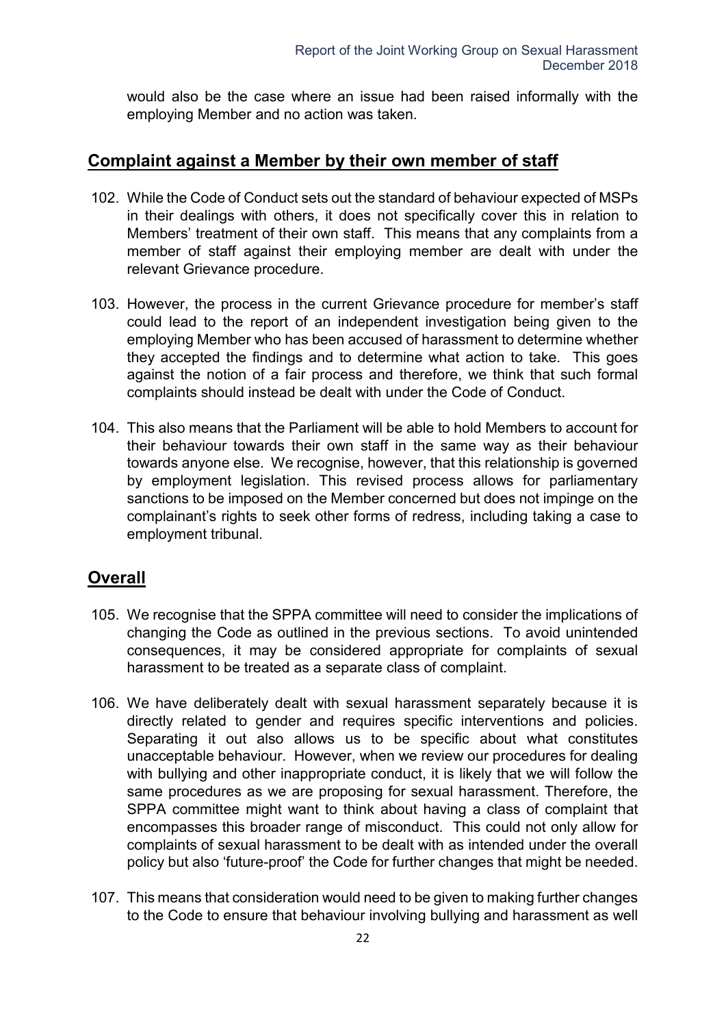would also be the case where an issue had been raised informally with the employing Member and no action was taken.

## Complaint against a Member by their own member of staff

102. While the Code of Conduct sets out the standard of behaviour expected of MSPs in their dealings with others, it does not specifically cover this in relation to Members' treatment of their own staff. This means that any complaints from a member of staff against their employing member are dealt with under the relevant Grievance procedure.

103. However, the process in the current Grievance procedure for member's staff could lead to the report of an independent investigation being given to the employing Member who has been accused of harassment to determine whether they accepted the findings and to determine what action to take. This goes against the notion of a fair process and therefore, we think that such formal complaints should instead be dealt with under the Code of Conduct.

104. This also means that the Parliament will be able to hold Members to account for their behaviour towards their own staff in the same way as their behaviour towards anyone else. We recognise, however, that this relationship is governed by employment legislation. This revised process allows for parliamentary sanctions to be imposed on the Member concerned but does not impinge on the complainant's rights to seek other forms of redress, including taking a case to employment tribunal.

## Overall

105. We recognise that the SPPA committee will need to consider the implications of changing the Code as outlined in the previous sections. To avoid unintended consequences, it may be considered appropriate for complaints of sexual harassment to be treated as a separate class of complaint.

106. We have deliberately dealt with sexual harassment separately because it is directly related to gender and requires specific interventions and policies. Separating it out also allows us to be specific about what constitutes unacceptable behaviour. However, when we review our procedures for dealing with bullying and other inappropriate conduct, it is likely that we will follow the same procedures as we are proposing for sexual harassment. Therefore, the SPPA committee might want to think about having a class of complaint that encompasses this broader range of misconduct. This could not only allow for complaints of sexual harassment to be dealt with as intended under the overall policy but also 'future-proof' the Code for further changes that might be needed.

107. This means that consideration would need to be given to making further changes to the Code to ensure that behaviour involving bullying and harassment as well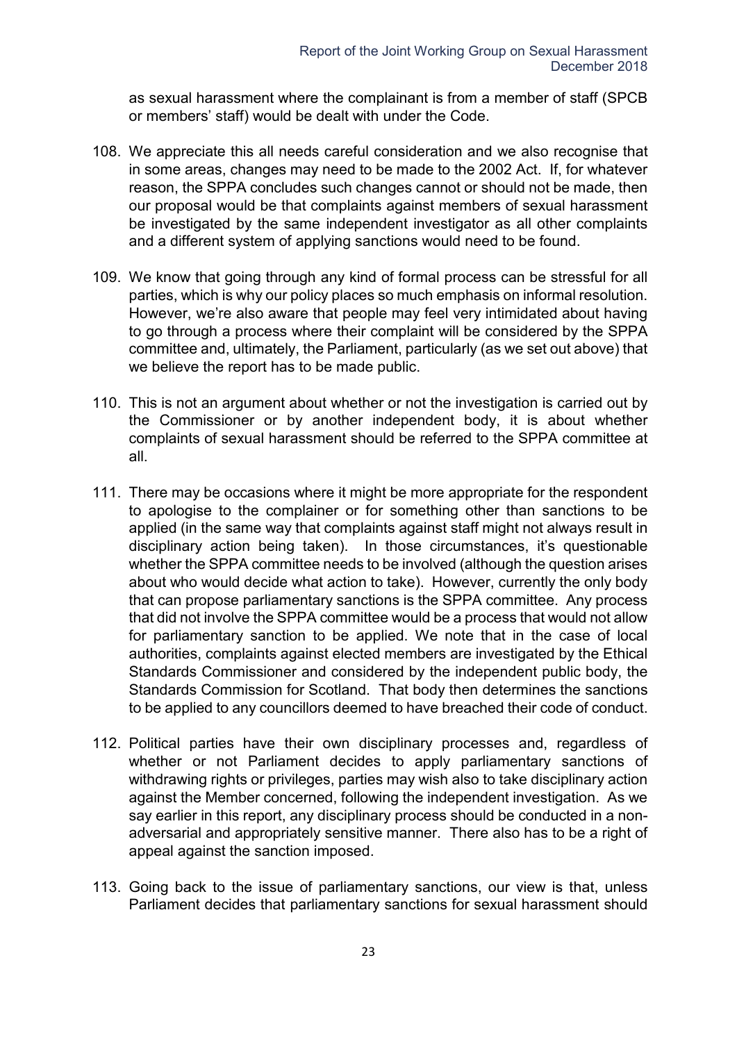as sexual harassment where the complainant is from a member of staff (SPCB or members' staff) would be dealt with under the Code.

108. We appreciate this all needs careful consideration and we also recognise that in some areas, changes may need to be made to the 2002 Act. If, for whatever reason, the SPPA concludes such changes cannot or should not be made, then our proposal would be that complaints against members of sexual harassment be investigated by the same independent investigator as all other complaints and a different system of applying sanctions would need to be found.

109. We know that going through any kind of formal process can be stressful for all parties, which is why our policy places so much emphasis on informal resolution. However, we're also aware that people may feel very intimidated about having to go through a process where their complaint will be considered by the SPPA committee and, ultimately, the Parliament, particularly (as we set out above) that we believe the report has to be made public.

110. This is not an argument about whether or not the investigation is carried out by the Commissioner or by another independent body, it is about whether complaints of sexual harassment should be referred to the SPPA committee at all.

111. There may be occasions where it might be more appropriate for the respondent to apologise to the complainer or for something other than sanctions to be applied (in the same way that complaints against staff might not always result in disciplinary action being taken). In those circumstances, it's questionable whether the SPPA committee needs to be involved (although the question arises about who would decide what action to take). However, currently the only body that can propose parliamentary sanctions is the SPPA committee. Any process that did not involve the SPPA committee would be a process that would not allow for parliamentary sanction to be applied. We note that in the case of local authorities, complaints against elected members are investigated by the Ethical Standards Commissioner and considered by the independent public body, the Standards Commission for Scotland. That body then determines the sanctions to be applied to any councillors deemed to have breached their code of conduct.

112. Political parties have their own disciplinary processes and, regardless of whether or not Parliament decides to apply parliamentary sanctions of withdrawing rights or privileges, parties may wish also to take disciplinary action against the Member concerned, following the independent investigation. As we say earlier in this report, any disciplinary process should be conducted in a non-adversarial and appropriately sensitive manner. There also has to be a right of appeal against the sanction imposed.

113. Going back to the issue of parliamentary sanctions, our view is that, unless Parliament decides that parliamentary sanctions for sexual harassment should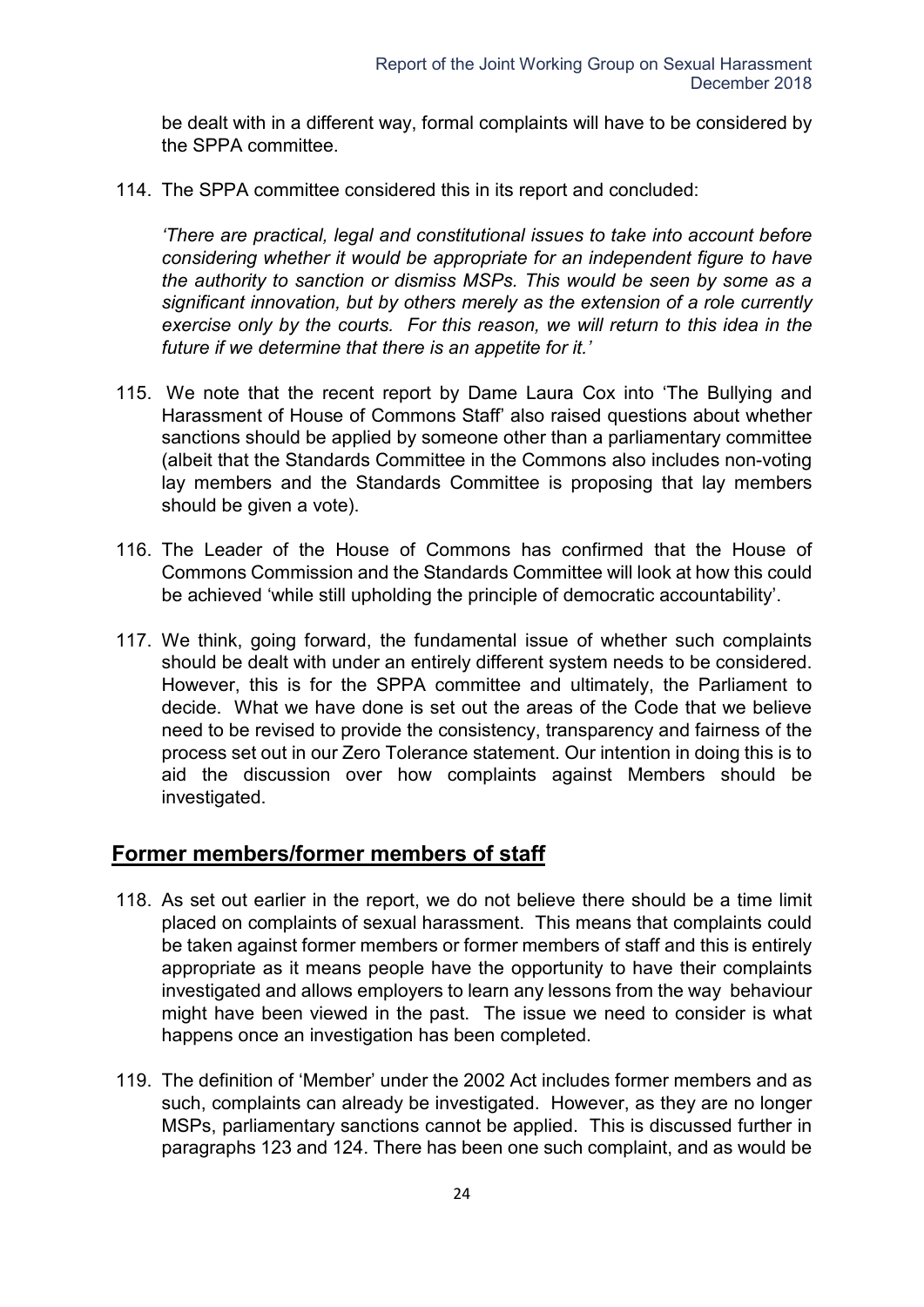be dealt with in a different way, formal complaints will have to be considered by the SPPA committee.

114. The SPPA committee considered this in its report and concluded:

*'There are practical, legal and constitutional issues to take into account before considering whether it would be appropriate for an independent figure to have the authority to sanction or dismiss MSPs. This would be seen by some as a significant innovation, but by others merely as the extension of a role currently exercise only by the courts. For this reason, we will return to this idea in the future if we determine that there is an appetite for it.'*

115. We note that the recent report by Dame Laura Cox into 'The Bullying and Harassment of House of Commons Staff' also raised questions about whether sanctions should be applied by someone other than a parliamentary committee (albeit that the Standards Committee in the Commons also includes non-voting lay members and the Standards Committee is proposing that lay members should be given a vote).

116. The Leader of the House of Commons has confirmed that the House of Commons Commission and the Standards Committee will look at how this could be achieved 'while still upholding the principle of democratic accountability'.

117. We think, going forward, the fundamental issue of whether such complaints should be dealt with under an entirely different system needs to be considered. However, this is for the SPPA committee and ultimately, the Parliament to decide. What we have done is set out the areas of the Code that we believe need to be revised to provide the consistency, transparency and fairness of the process set out in our Zero Tolerance statement. Our intention in doing this is to aid the discussion over how complaints against Members should be investigated.

## Former members/former members of staff

118. As set out earlier in the report, we do not believe there should be a time limit placed on complaints of sexual harassment. This means that complaints could be taken against former members or former members of staff and this is entirely appropriate as it means people have the opportunity to have their complaints investigated and allows employers to learn any lessons from the way behaviour might have been viewed in the past. The issue we need to consider is what happens once an investigation has been completed.

119. The definition of 'Member' under the 2002 Act includes former members and as such, complaints can already be investigated. However, as they are no longer MSPs, parliamentary sanctions cannot be applied. This is discussed further in paragraphs 123 and 124. There has been one such complaint, and as would be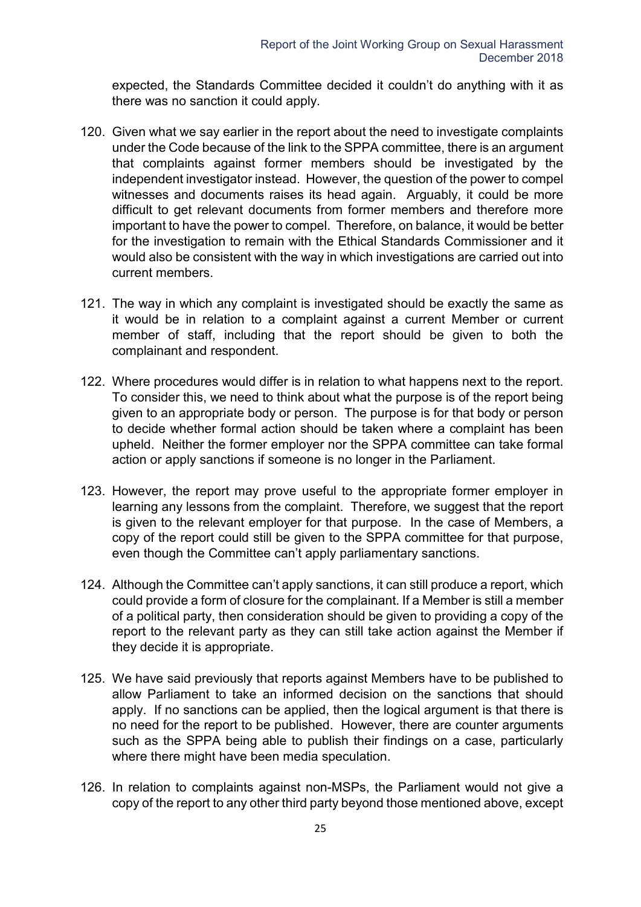expected, the Standards Committee decided it couldn't do anything with it as there was no sanction it could apply.

120. Given what we say earlier in the report about the need to investigate complaints under the Code because of the link to the SPPA committee, there is an argument that complaints against former members should be investigated by the independent investigator instead. However, the question of the power to compel witnesses and documents raises its head again. Arguably, it could be more difficult to get relevant documents from former members and therefore more important to have the power to compel. Therefore, on balance, it would be better for the investigation to remain with the Ethical Standards Commissioner and it would also be consistent with the way in which investigations are carried out into current members.

121. The way in which any complaint is investigated should be exactly the same as it would be in relation to a complaint against a current Member or current member of staff, including that the report should be given to both the complainant and respondent.

122. Where procedures would differ is in relation to what happens next to the report. To consider this, we need to think about what the purpose is of the report being given to an appropriate body or person. The purpose is for that body or person to decide whether formal action should be taken where a complaint has been upheld. Neither the former employer nor the SPPA committee can take formal action or apply sanctions if someone is no longer in the Parliament.

123. However, the report may prove useful to the appropriate former employer in learning any lessons from the complaint. Therefore, we suggest that the report is given to the relevant employer for that purpose. In the case of Members, a copy of the report could still be given to the SPPA committee for that purpose, even though the Committee can't apply parliamentary sanctions.

124. Although the Committee can't apply sanctions, it can still produce a report, which could provide a form of closure for the complainant. If a Member is still a member of a political party, then consideration should be given to providing a copy of the report to the relevant party as they can still take action against the Member if they decide it is appropriate.

125. We have said previously that reports against Members have to be published to allow Parliament to take an informed decision on the sanctions that should apply. If no sanctions can be applied, then the logical argument is that there is no need for the report to be published. However, there are counter arguments such as the SPPA being able to publish their findings on a case, particularly where there might have been media speculation.

126. In relation to complaints against non-MSPs, the Parliament would not give a copy of the report to any other third party beyond those mentioned above, except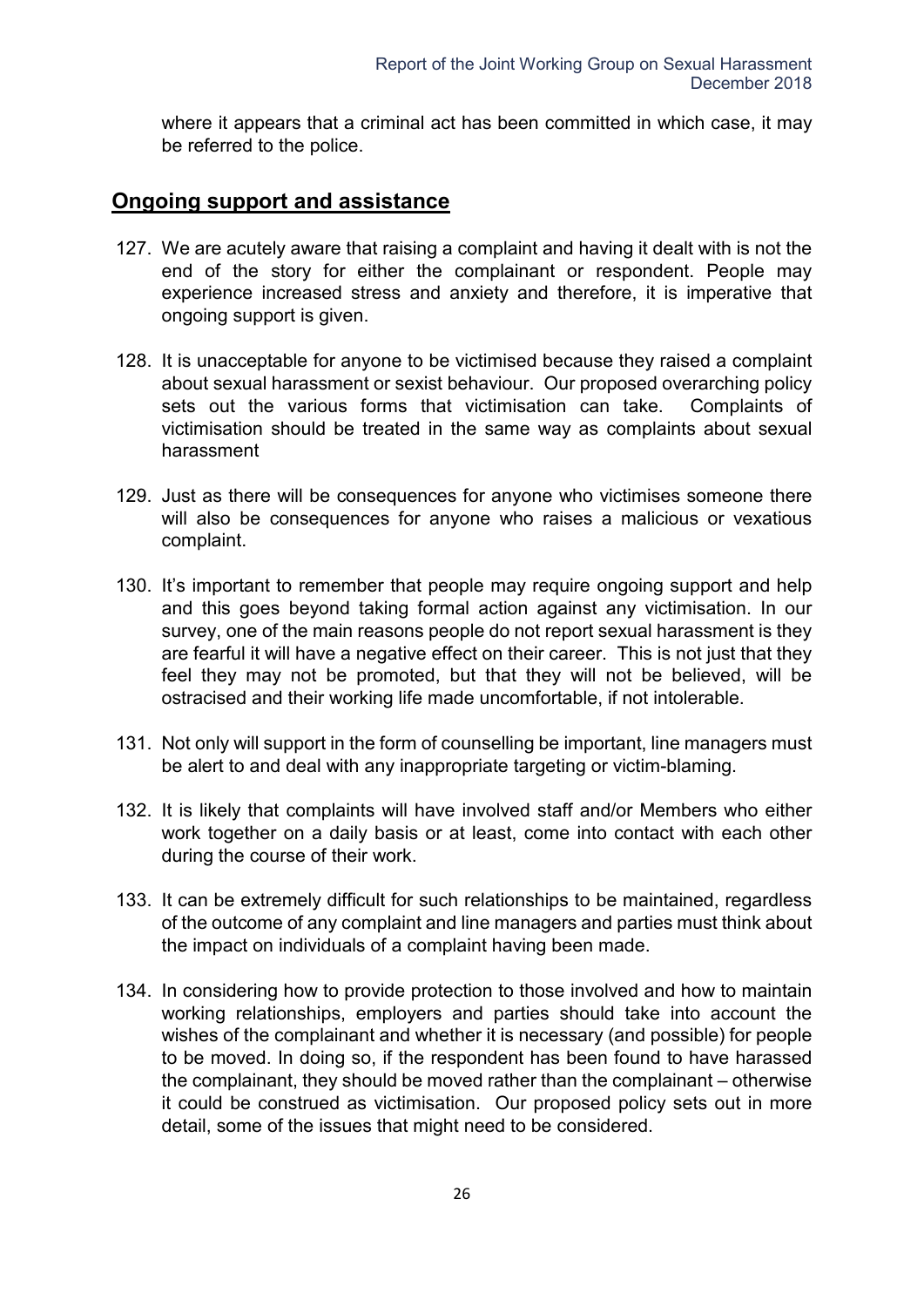where it appears that a criminal act has been committed in which case, it may be referred to the police.

## Ongoing support and assistance

127. We are acutely aware that raising a complaint and having it dealt with is not the end of the story for either the complainant or respondent. People may experience increased stress and anxiety and therefore, it is imperative that ongoing support is given.

128. It is unacceptable for anyone to be victimised because they raised a complaint about sexual harassment or sexist behaviour. Our proposed overarching policy sets out the various forms that victimisation can take. Complaints of victimisation should be treated in the same way as complaints about sexual harassment

129. Just as there will be consequences for anyone who victimises someone there will also be consequences for anyone who raises a malicious or vexatious complaint.

130. It's important to remember that people may require ongoing support and help and this goes beyond taking formal action against any victimisation. In our survey, one of the main reasons people do not report sexual harassment is they are fearful it will have a negative effect on their career. This is not just that they feel they may not be promoted, but that they will not be believed, will be ostracised and their working life made uncomfortable, if not intolerable.

131. Not only will support in the form of counselling be important, line managers must be alert to and deal with any inappropriate targeting or victim-blaming.

132. It is likely that complaints will have involved staff and/or Members who either work together on a daily basis or at least, come into contact with each other during the course of their work.

133. It can be extremely difficult for such relationships to be maintained, regardless of the outcome of any complaint and line managers and parties must think about the impact on individuals of a complaint having been made.

134. In considering how to provide protection to those involved and how to maintain working relationships, employers and parties should take into account the wishes of the complainant and whether it is necessary (and possible) for people to be moved. In doing so, if the respondent has been found to have harassed the complainant, they should be moved rather than the complainant – otherwise it could be construed as victimisation. Our proposed policy sets out in more detail, some of the issues that might need to be considered.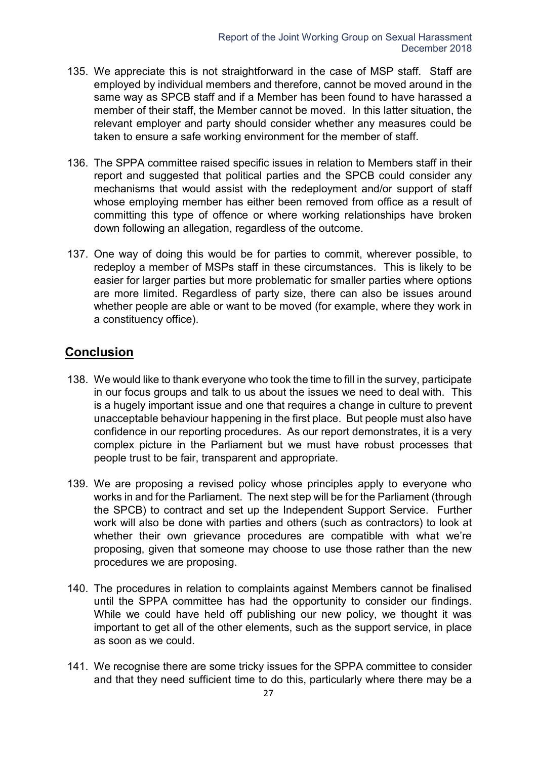135. We appreciate this is not straightforward in the case of MSP staff. Staff are employed by individual members and therefore, cannot be moved around in the same way as SPCB staff and if a Member has been found to have harassed a member of their staff, the Member cannot be moved. In this latter situation, the relevant employer and party should consider whether any measures could be taken to ensure a safe working environment for the member of staff.

136. The SPPA committee raised specific issues in relation to Members staff in their report and suggested that political parties and the SPCB could consider any mechanisms that would assist with the redeployment and/or support of staff whose employing member has either been removed from office as a result of committing this type of offence or where working relationships have broken down following an allegation, regardless of the outcome.

137. One way of doing this would be for parties to commit, wherever possible, to redeploy a member of MSPs staff in these circumstances. This is likely to be easier for larger parties but more problematic for smaller parties where options are more limited. Regardless of party size, there can also be issues around whether people are able or want to be moved (for example, where they work in a constituency office).

## Conclusion

138. We would like to thank everyone who took the time to fill in the survey, participate in our focus groups and talk to us about the issues we need to deal with. This is a hugely important issue and one that requires a change in culture to prevent unacceptable behaviour happening in the first place. But people must also have confidence in our reporting procedures. As our report demonstrates, it is a very complex picture in the Parliament but we must have robust processes that people trust to be fair, transparent and appropriate.

139. We are proposing a revised policy whose principles apply to everyone who works in and for the Parliament. The next step will be for the Parliament (through the SPCB) to contract and set up the Independent Support Service. Further work will also be done with parties and others (such as contractors) to look at whether their own grievance procedures are compatible with what we're proposing, given that someone may choose to use those rather than the new procedures we are proposing.

140. The procedures in relation to complaints against Members cannot be finalised until the SPPA committee has had the opportunity to consider our findings. While we could have held off publishing our new policy, we thought it was important to get all of the other elements, such as the support service, in place as soon as we could.

141. We recognise there are some tricky issues for the SPPA committee to consider and that they need sufficient time to do this, particularly where there may be a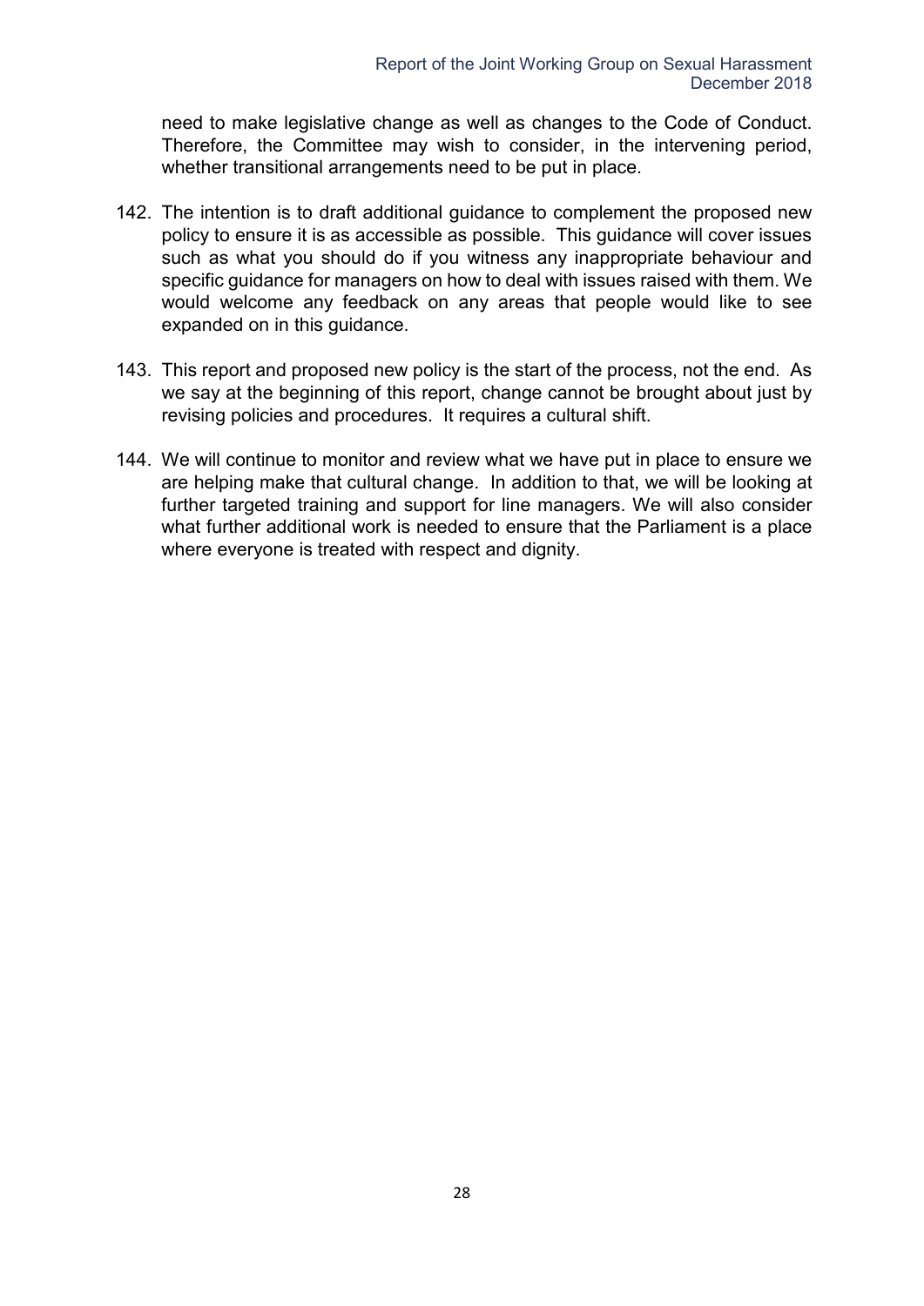need to make legislative change as well as changes to the Code of Conduct. Therefore, the Committee may wish to consider, in the intervening period, whether transitional arrangements need to be put in place.

142. The intention is to draft additional guidance to complement the proposed new policy to ensure it is as accessible as possible. This guidance will cover issues such as what you should do if you witness any inappropriate behaviour and specific guidance for managers on how to deal with issues raised with them. We would welcome any feedback on any areas that people would like to see expanded on in this guidance.

143. This report and proposed new policy is the start of the process, not the end. As we say at the beginning of this report, change cannot be brought about just by revising policies and procedures. It requires a cultural shift.

144. We will continue to monitor and review what we have put in place to ensure we are helping make that cultural change. In addition to that, we will be looking at further targeted training and support for line managers. We will also consider what further additional work is needed to ensure that the Parliament is a place where everyone is treated with respect and dignity.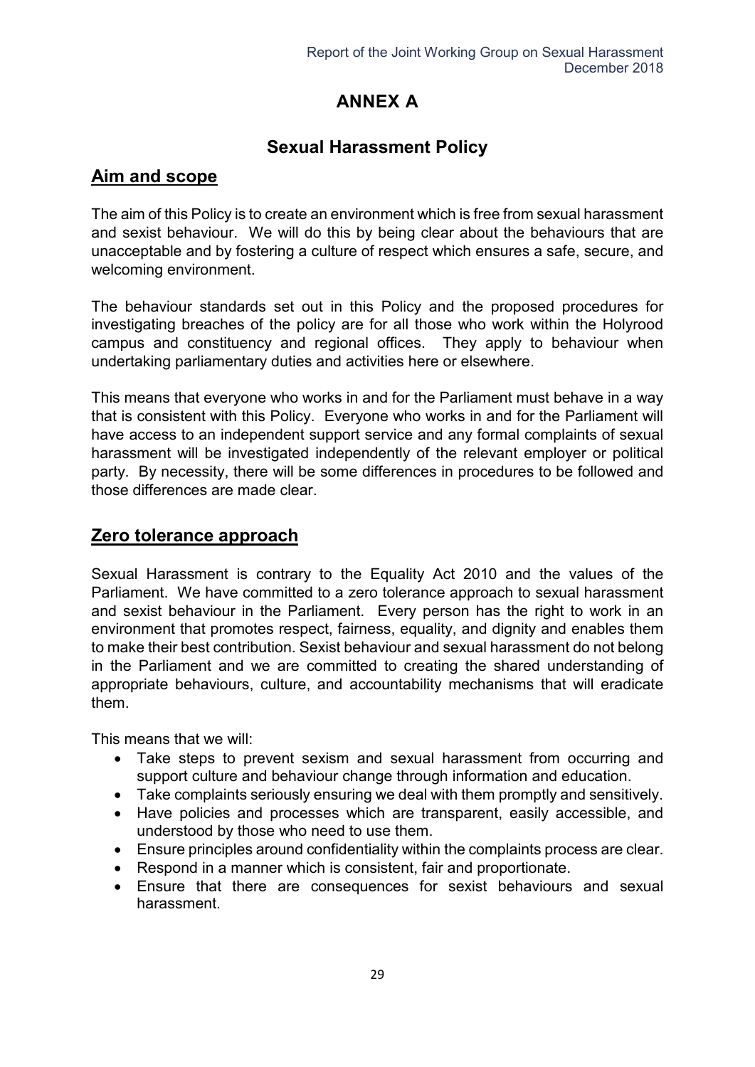# ANNEX A

## Sexual Harassment Policy

### Aim and scope

The aim of this Policy is to create an environment which is free from sexual harassment and sexist behaviour. We will do this by being clear about the behaviours that are unacceptable and by fostering a culture of respect which ensures a safe, secure, and welcoming environment.

The behaviour standards set out in this Policy and the proposed procedures for investigating breaches of the policy are for all those who work within the Holyrood campus and constituency and regional offices. They apply to behaviour when undertaking parliamentary duties and activities here or elsewhere.

This means that everyone who works in and for the Parliament must behave in a way that is consistent with this Policy. Everyone who works in and for the Parliament will have access to an independent support service and any formal complaints of sexual harassment will be investigated independently of the relevant employer or political party. By necessity, there will be some differences in procedures to be followed and those differences are made clear.

### Zero tolerance approach

Sexual Harassment is contrary to the Equality Act 2010 and the values of the Parliament. We have committed to a zero tolerance approach to sexual harassment and sexist behaviour in the Parliament. Every person has the right to work in an environment that promotes respect, fairness, equality, and dignity and enables them to make their best contribution. Sexist behaviour and sexual harassment do not belong in the Parliament and we are committed to creating the shared understanding of appropriate behaviours, culture, and accountability mechanisms that will eradicate them.

This means that we will:

- Take steps to prevent sexism and sexual harassment from occurring and support culture and behaviour change through information and education.
- Take complaints seriously ensuring we deal with them promptly and sensitively.
- Have policies and processes which are transparent, easily accessible, and understood by those who need to use them.
- Ensure principles around confidentiality within the complaints process are clear.
- Respond in a manner which is consistent, fair and proportionate.
- Ensure that there are consequences for sexist behaviours and sexual harassment.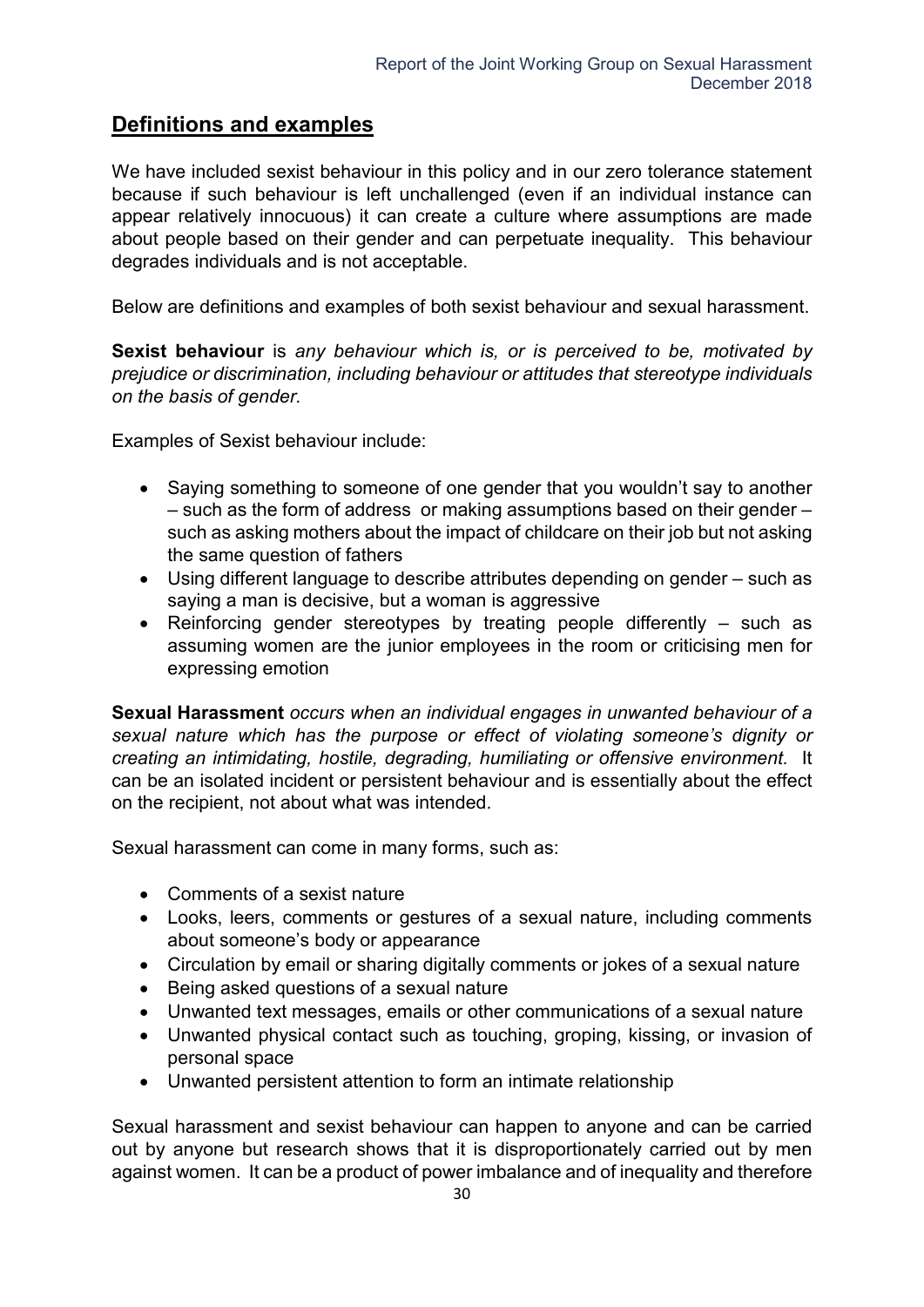## Definitions and examples

We have included sexist behaviour in this policy and in our zero tolerance statement because if such behaviour is left unchallenged (even if an individual instance can appear relatively innocuous) it can create a culture where assumptions are made about people based on their gender and can perpetuate inequality. This behaviour degrades individuals and is not acceptable.

Below are definitions and examples of both sexist behaviour and sexual harassment.

**Sexist behaviour** is *any behaviour which is, or is perceived to be, motivated by prejudice or discrimination, including behaviour or attitudes that stereotype individuals on the basis of gender.*

Examples of Sexist behaviour include:

- Saying something to someone of one gender that you wouldn't say to another – such as the form of address or making assumptions based on their gender – such as asking mothers about the impact of childcare on their job but not asking the same question of fathers
- Using different language to describe attributes depending on gender – such as saying a man is decisive, but a woman is aggressive
- Reinforcing gender stereotypes by treating people differently – such as assuming women are the junior employees in the room or criticising men for expressing emotion

**Sexual Harassment** *occurs when an individual engages in unwanted behaviour of a sexual nature which has the purpose or effect of violating someone's dignity or creating an intimidating, hostile, degrading, humiliating or offensive environment.* It can be an isolated incident or persistent behaviour and is essentially about the effect on the recipient, not about what was intended.

Sexual harassment can come in many forms, such as:

- Comments of a sexist nature
- Looks, leers, comments or gestures of a sexual nature, including comments about someone's body or appearance
- Circulation by email or sharing digitally comments or jokes of a sexual nature
- Being asked questions of a sexual nature
- Unwanted text messages, emails or other communications of a sexual nature
- Unwanted physical contact such as touching, groping, kissing, or invasion of personal space
- Unwanted persistent attention to form an intimate relationship

Sexual harassment and sexist behaviour can happen to anyone and can be carried out by anyone but research shows that it is disproportionately carried out by men against women. It can be a product of power imbalance and of inequality and therefore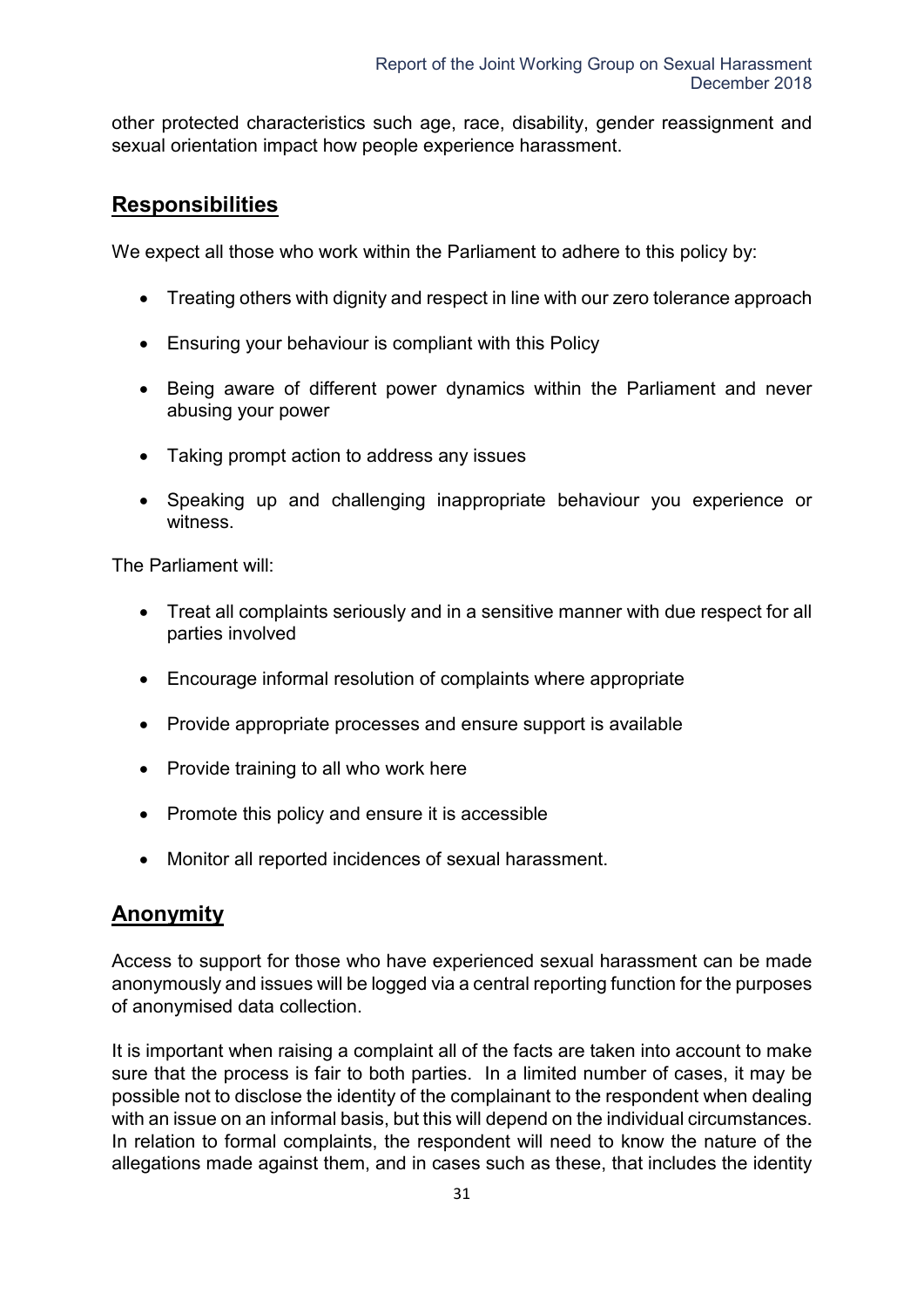other protected characteristics such age, race, disability, gender reassignment and sexual orientation impact how people experience harassment.

## Responsibilities

We expect all those who work within the Parliament to adhere to this policy by:

- Treating others with dignity and respect in line with our zero tolerance approach
- Ensuring your behaviour is compliant with this Policy
- Being aware of different power dynamics within the Parliament and never abusing your power
- Taking prompt action to address any issues
- Speaking up and challenging inappropriate behaviour you experience or witness.

The Parliament will:

- Treat all complaints seriously and in a sensitive manner with due respect for all parties involved
- Encourage informal resolution of complaints where appropriate
- Provide appropriate processes and ensure support is available
- Provide training to all who work here
- Promote this policy and ensure it is accessible
- Monitor all reported incidences of sexual harassment.

## Anonymity

Access to support for those who have experienced sexual harassment can be made anonymously and issues will be logged via a central reporting function for the purposes of anonymised data collection.

It is important when raising a complaint all of the facts are taken into account to make sure that the process is fair to both parties. In a limited number of cases, it may be possible not to disclose the identity of the complainant to the respondent when dealing with an issue on an informal basis, but this will depend on the individual circumstances. In relation to formal complaints, the respondent will need to know the nature of the allegations made against them, and in cases such as these, that includes the identity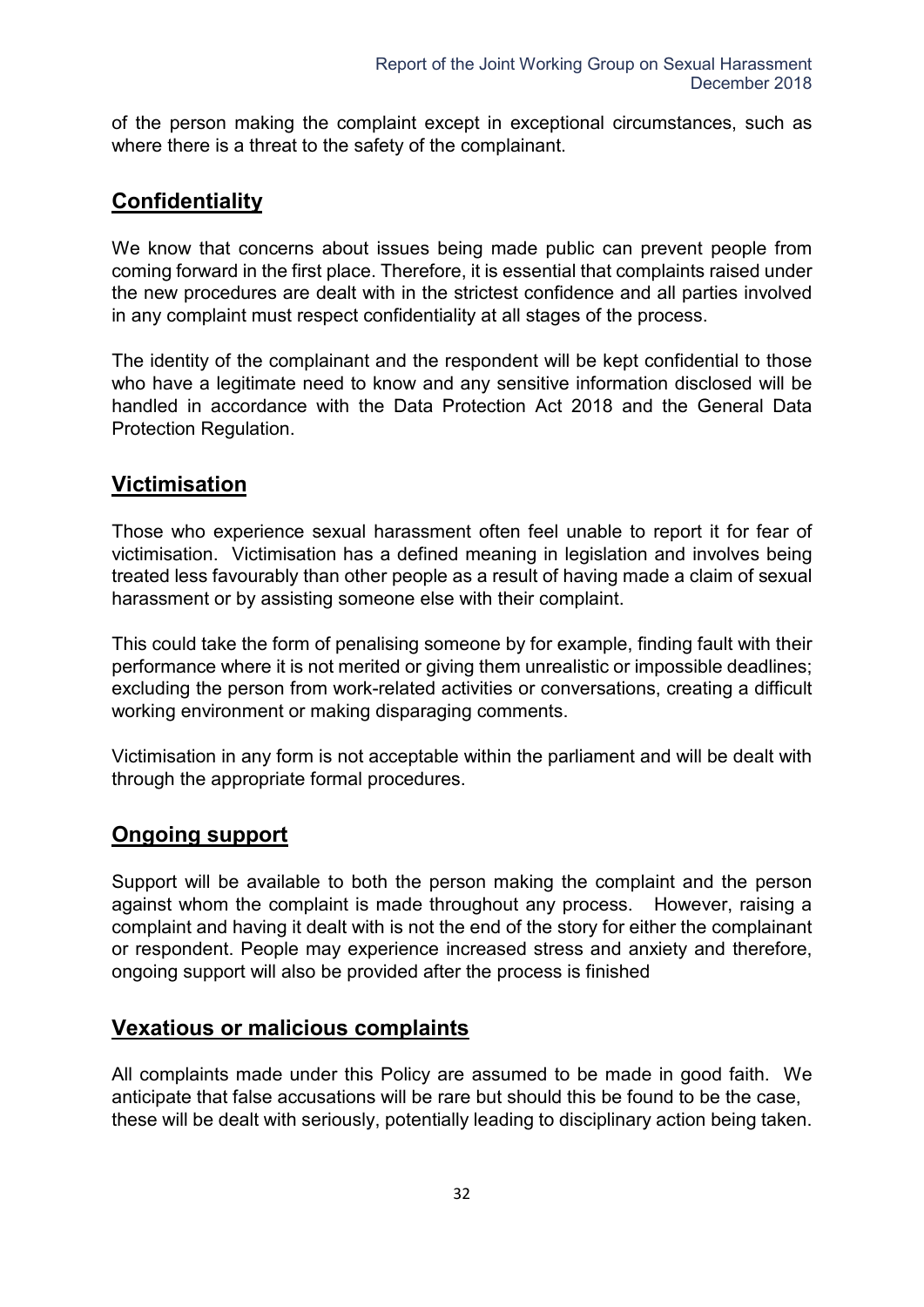of the person making the complaint except in exceptional circumstances, such as where there is a threat to the safety of the complainant.

## **Confidentiality**

We know that concerns about issues being made public can prevent people from coming forward in the first place. Therefore, it is essential that complaints raised under the new procedures are dealt with in the strictest confidence and all parties involved in any complaint must respect confidentiality at all stages of the process.

The identity of the complainant and the respondent will be kept confidential to those who have a legitimate need to know and any sensitive information disclosed will be handled in accordance with the Data Protection Act 2018 and the General Data Protection Regulation.

## **Victimisation**

Those who experience sexual harassment often feel unable to report it for fear of victimisation. Victimisation has a defined meaning in legislation and involves being treated less favourably than other people as a result of having made a claim of sexual harassment or by assisting someone else with their complaint.

This could take the form of penalising someone by for example, finding fault with their performance where it is not merited or giving them unrealistic or impossible deadlines; excluding the person from work-related activities or conversations, creating a difficult working environment or making disparaging comments.

Victimisation in any form is not acceptable within the parliament and will be dealt with through the appropriate formal procedures.

## **Ongoing support**

Support will be available to both the person making the complaint and the person against whom the complaint is made throughout any process. However, raising a complaint and having it dealt with is not the end of the story for either the complainant or respondent. People may experience increased stress and anxiety and therefore, ongoing support will also be provided after the process is finished

## **Vexatious or malicious complaints**

All complaints made under this Policy are assumed to be made in good faith. We anticipate that false accusations will be rare but should this be found to be the case, these will be dealt with seriously, potentially leading to disciplinary action being taken.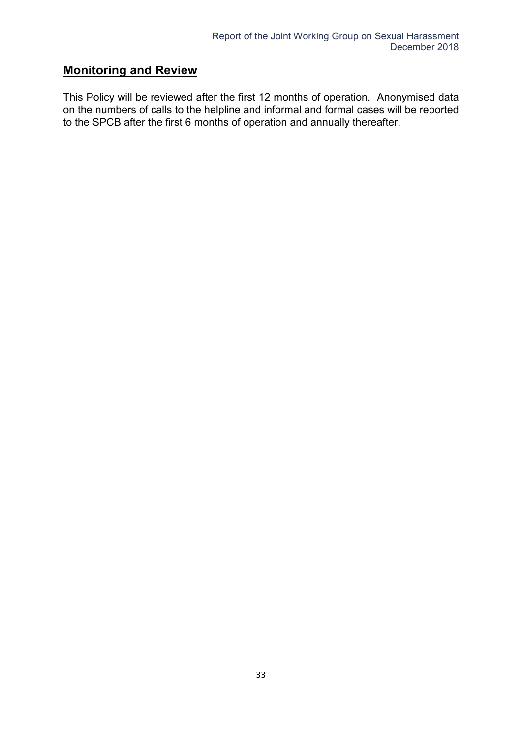## Monitoring and Review

This Policy will be reviewed after the first 12 months of operation. Anonymised data on the numbers of calls to the helpline and informal and formal cases will be reported to the SPCB after the first 6 months of operation and annually thereafter.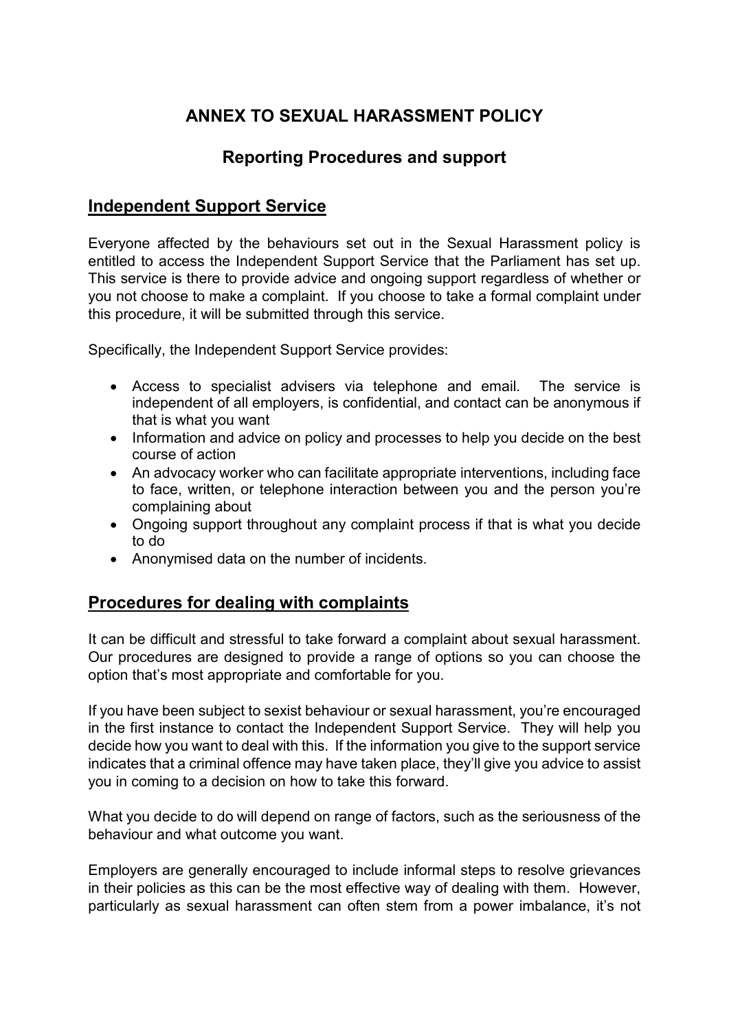# ANNEX TO SEXUAL HARASSMENT POLICY

## Reporting Procedures and support

## Independent Support Service

Everyone affected by the behaviours set out in the Sexual Harassment policy is entitled to access the Independent Support Service that the Parliament has set up. This service is there to provide advice and ongoing support regardless of whether or you not choose to make a complaint. If you choose to take a formal complaint under this procedure, it will be submitted through this service.

Specifically, the Independent Support Service provides:

- Access to specialist advisers via telephone and email. The service is independent of all employers, is confidential, and contact can be anonymous if that is what you want
- Information and advice on policy and processes to help you decide on the best course of action
- An advocacy worker who can facilitate appropriate interventions, including face to face, written, or telephone interaction between you and the person you're complaining about
- Ongoing support throughout any complaint process if that is what you decide to do
- Anonymised data on the number of incidents.

## Procedures for dealing with complaints

It can be difficult and stressful to take forward a complaint about sexual harassment. Our procedures are designed to provide a range of options so you can choose the option that's most appropriate and comfortable for you.

If you have been subject to sexist behaviour or sexual harassment, you're encouraged in the first instance to contact the Independent Support Service. They will help you decide how you want to deal with this. If the information you give to the support service indicates that a criminal offence may have taken place, they'll give you advice to assist you in coming to a decision on how to take this forward.

What you decide to do will depend on range of factors, such as the seriousness of the behaviour and what outcome you want.

Employers are generally encouraged to include informal steps to resolve grievances in their policies as this can be the most effective way of dealing with them. However, particularly as sexual harassment can often stem from a power imbalance, it's not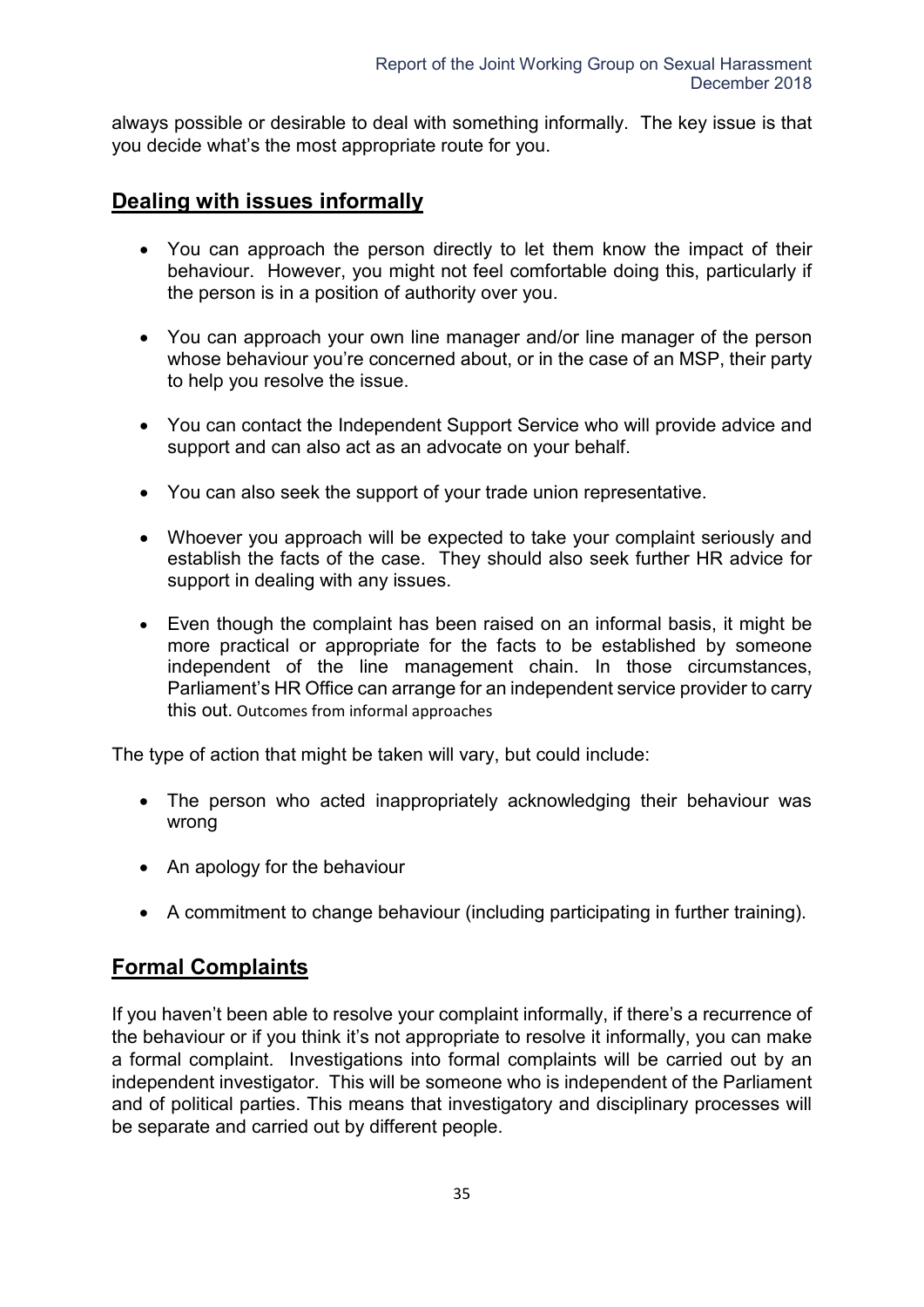always possible or desirable to deal with something informally. The key issue is that you decide what's the most appropriate route for you.

## Dealing with issues informally

- You can approach the person directly to let them know the impact of their behaviour. However, you might not feel comfortable doing this, particularly if the person is in a position of authority over you.
- You can approach your own line manager and/or line manager of the person whose behaviour you're concerned about, or in the case of an MSP, their party to help you resolve the issue.
- You can contact the Independent Support Service who will provide advice and support and can also act as an advocate on your behalf.
- You can also seek the support of your trade union representative.
- Whoever you approach will be expected to take your complaint seriously and establish the facts of the case. They should also seek further HR advice for support in dealing with any issues.
- Even though the complaint has been raised on an informal basis, it might be more practical or appropriate for the facts to be established by someone independent of the line management chain. In those circumstances, Parliament's HR Office can arrange for an independent service provider to carry this out. Outcomes from informal approaches

The type of action that might be taken will vary, but could include:

- The person who acted inappropriately acknowledging their behaviour was wrong
- An apology for the behaviour
- A commitment to change behaviour (including participating in further training).

## Formal Complaints

If you haven't been able to resolve your complaint informally, if there's a recurrence of the behaviour or if you think it's not appropriate to resolve it informally, you can make a formal complaint. Investigations into formal complaints will be carried out by an independent investigator. This will be someone who is independent of the Parliament and of political parties. This means that investigatory and disciplinary processes will be separate and carried out by different people.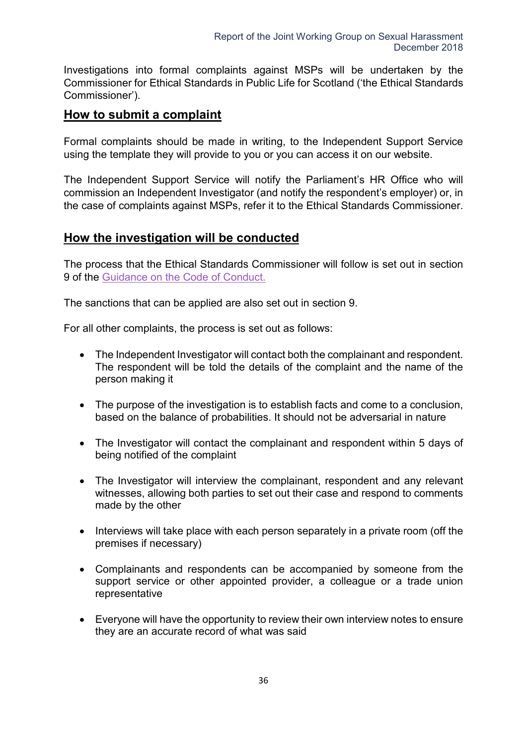Investigations into formal complaints against MSPs will be undertaken by the Commissioner for Ethical Standards in Public Life for Scotland ('the Ethical Standards Commissioner').

## How to submit a complaint

Formal complaints should be made in writing, to the Independent Support Service using the template they will provide to you or you can access it on our website.

The Independent Support Service will notify the Parliament's HR Office who will commission an Independent Investigator (and notify the respondent's employer) or, in the case of complaints against MSPs, refer it to the Ethical Standards Commissioner.

## How the investigation will be conducted

The process that the Ethical Standards Commissioner will follow is set out in section 9 of the Guidance on the Code of Conduct.

The sanctions that can be applied are also set out in section 9.

For all other complaints, the process is set out as follows:

- The Independent Investigator will contact both the complainant and respondent. The respondent will be told the details of the complaint and the name of the person making it
- The purpose of the investigation is to establish facts and come to a conclusion, based on the balance of probabilities. It should not be adversarial in nature
- The Investigator will contact the complainant and respondent within 5 days of being notified of the complaint
- The Investigator will interview the complainant, respondent and any relevant witnesses, allowing both parties to set out their case and respond to comments made by the other
- Interviews will take place with each person separately in a private room (off the premises if necessary)
- Complainants and respondents can be accompanied by someone from the support service or other appointed provider, a colleague or a trade union representative
- Everyone will have the opportunity to review their own interview notes to ensure they are an accurate record of what was said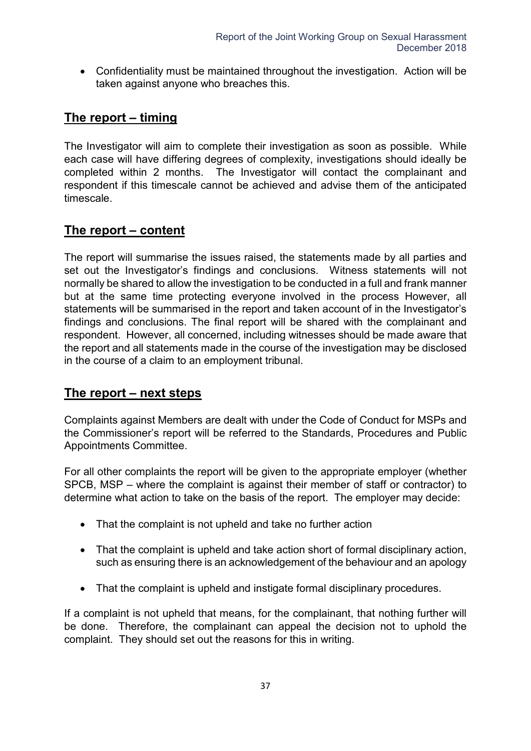- Confidentiality must be maintained throughout the investigation. Action will be taken against anyone who breaches this.

## The report – timing

The Investigator will aim to complete their investigation as soon as possible. While each case will have differing degrees of complexity, investigations should ideally be completed within 2 months. The Investigator will contact the complainant and respondent if this timescale cannot be achieved and advise them of the anticipated timescale.

## The report – content

The report will summarise the issues raised, the statements made by all parties and set out the Investigator's findings and conclusions. Witness statements will not normally be shared to allow the investigation to be conducted in a full and frank manner but at the same time protecting everyone involved in the process However, all statements will be summarised in the report and taken account of in the Investigator's findings and conclusions. The final report will be shared with the complainant and respondent. However, all concerned, including witnesses should be made aware that the report and all statements made in the course of the investigation may be disclosed in the course of a claim to an employment tribunal.

## The report – next steps

Complaints against Members are dealt with under the Code of Conduct for MSPs and the Commissioner's report will be referred to the Standards, Procedures and Public Appointments Committee.

For all other complaints the report will be given to the appropriate employer (whether SPCB, MSP – where the complaint is against their member of staff or contractor) to determine what action to take on the basis of the report. The employer may decide:

- That the complaint is not upheld and take no further action
- That the complaint is upheld and take action short of formal disciplinary action, such as ensuring there is an acknowledgement of the behaviour and an apology
- That the complaint is upheld and instigate formal disciplinary procedures.

If a complaint is not upheld that means, for the complainant, that nothing further will be done. Therefore, the complainant can appeal the decision not to uphold the complaint. They should set out the reasons for this in writing.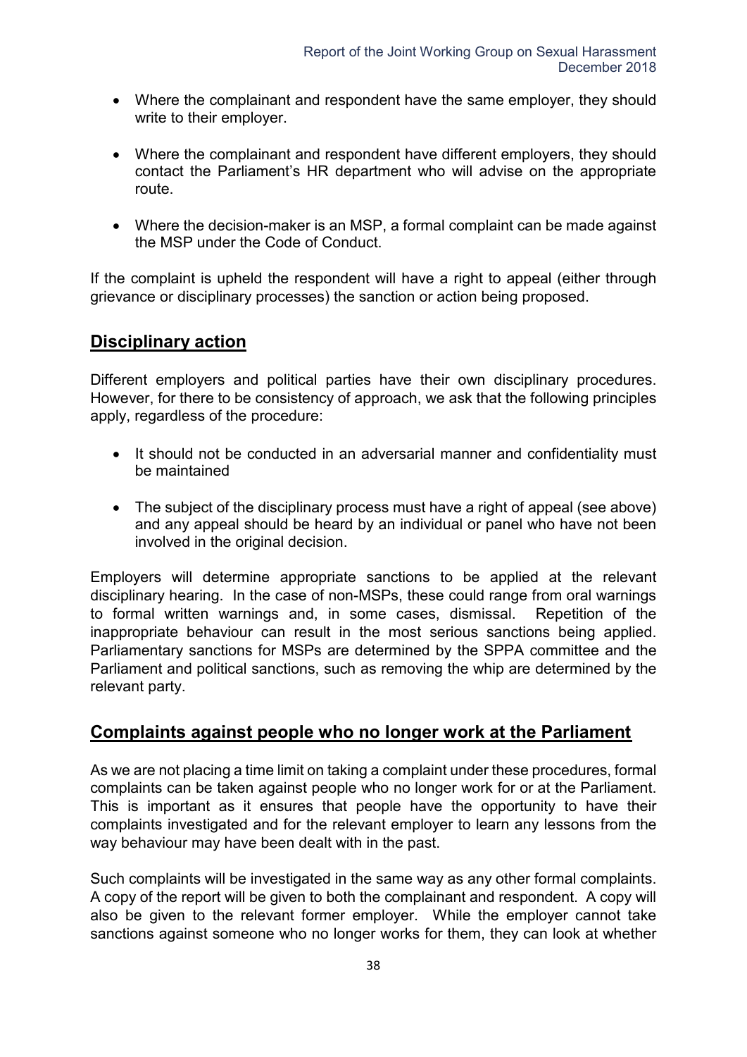- Where the complainant and respondent have the same employer, they should write to their employer.
- Where the complainant and respondent have different employers, they should contact the Parliament's HR department who will advise on the appropriate route.
- Where the decision-maker is an MSP, a formal complaint can be made against the MSP under the Code of Conduct.

If the complaint is upheld the respondent will have a right to appeal (either through grievance or disciplinary processes) the sanction or action being proposed.

## Disciplinary action

Different employers and political parties have their own disciplinary procedures. However, for there to be consistency of approach, we ask that the following principles apply, regardless of the procedure:

- It should not be conducted in an adversarial manner and confidentiality must be maintained
- The subject of the disciplinary process must have a right of appeal (see above) and any appeal should be heard by an individual or panel who have not been involved in the original decision.

Employers will determine appropriate sanctions to be applied at the relevant disciplinary hearing. In the case of non-MSPs, these could range from oral warnings to formal written warnings and, in some cases, dismissal. Repetition of the inappropriate behaviour can result in the most serious sanctions being applied. Parliamentary sanctions for MSPs are determined by the SPPA committee and the Parliament and political sanctions, such as removing the whip are determined by the relevant party.

## Complaints against people who no longer work at the Parliament

As we are not placing a time limit on taking a complaint under these procedures, formal complaints can be taken against people who no longer work for or at the Parliament. This is important as it ensures that people have the opportunity to have their complaints investigated and for the relevant employer to learn any lessons from the way behaviour may have been dealt with in the past.

Such complaints will be investigated in the same way as any other formal complaints. A copy of the report will be given to both the complainant and respondent. A copy will also be given to the relevant former employer. While the employer cannot take sanctions against someone who no longer works for them, they can look at whether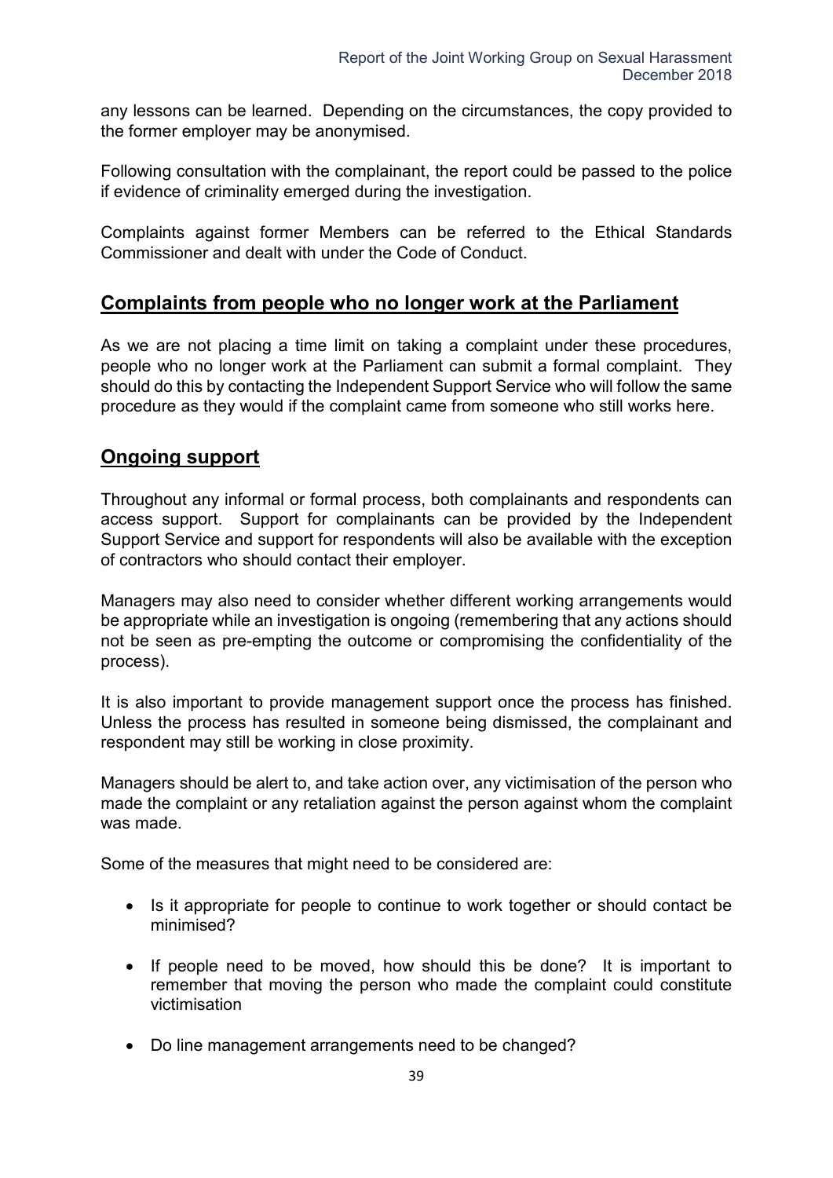any lessons can be learned. Depending on the circumstances, the copy provided to the former employer may be anonymised.

Following consultation with the complainant, the report could be passed to the police if evidence of criminality emerged during the investigation.

Complaints against former Members can be referred to the Ethical Standards Commissioner and dealt with under the Code of Conduct.

## Complaints from people who no longer work at the Parliament

As we are not placing a time limit on taking a complaint under these procedures, people who no longer work at the Parliament can submit a formal complaint. They should do this by contacting the Independent Support Service who will follow the same procedure as they would if the complaint came from someone who still works here.

## Ongoing support

Throughout any informal or formal process, both complainants and respondents can access support. Support for complainants can be provided by the Independent Support Service and support for respondents will also be available with the exception of contractors who should contact their employer.

Managers may also need to consider whether different working arrangements would be appropriate while an investigation is ongoing (remembering that any actions should not be seen as pre-empting the outcome or compromising the confidentiality of the process).

It is also important to provide management support once the process has finished. Unless the process has resulted in someone being dismissed, the complainant and respondent may still be working in close proximity.

Managers should be alert to, and take action over, any victimisation of the person who made the complaint or any retaliation against the person against whom the complaint was made.

Some of the measures that might need to be considered are:

- Is it appropriate for people to continue to work together or should contact be minimised?
- If people need to be moved, how should this be done? It is important to remember that moving the person who made the complaint could constitute victimisation
- Do line management arrangements need to be changed?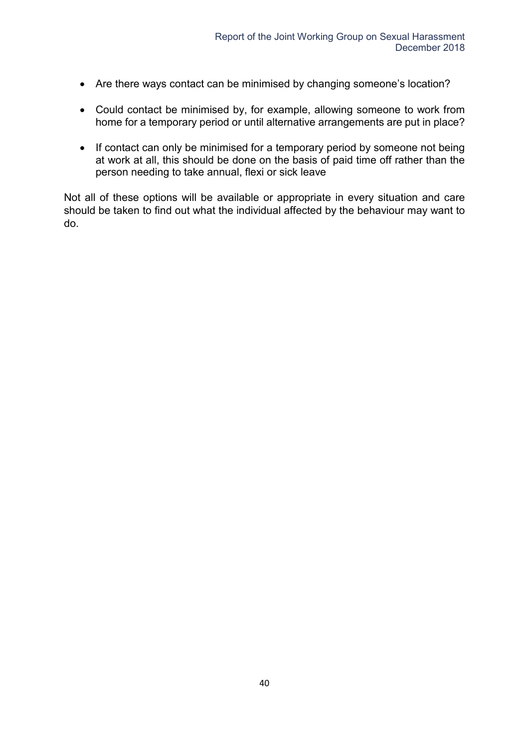- Are there ways contact can be minimised by changing someone's location?
- Could contact be minimised by, for example, allowing someone to work from home for a temporary period or until alternative arrangements are put in place?
- If contact can only be minimised for a temporary period by someone not being at work at all, this should be done on the basis of paid time off rather than the person needing to take annual, flexi or sick leave

Not all of these options will be available or appropriate in every situation and care should be taken to find out what the individual affected by the behaviour may want to do.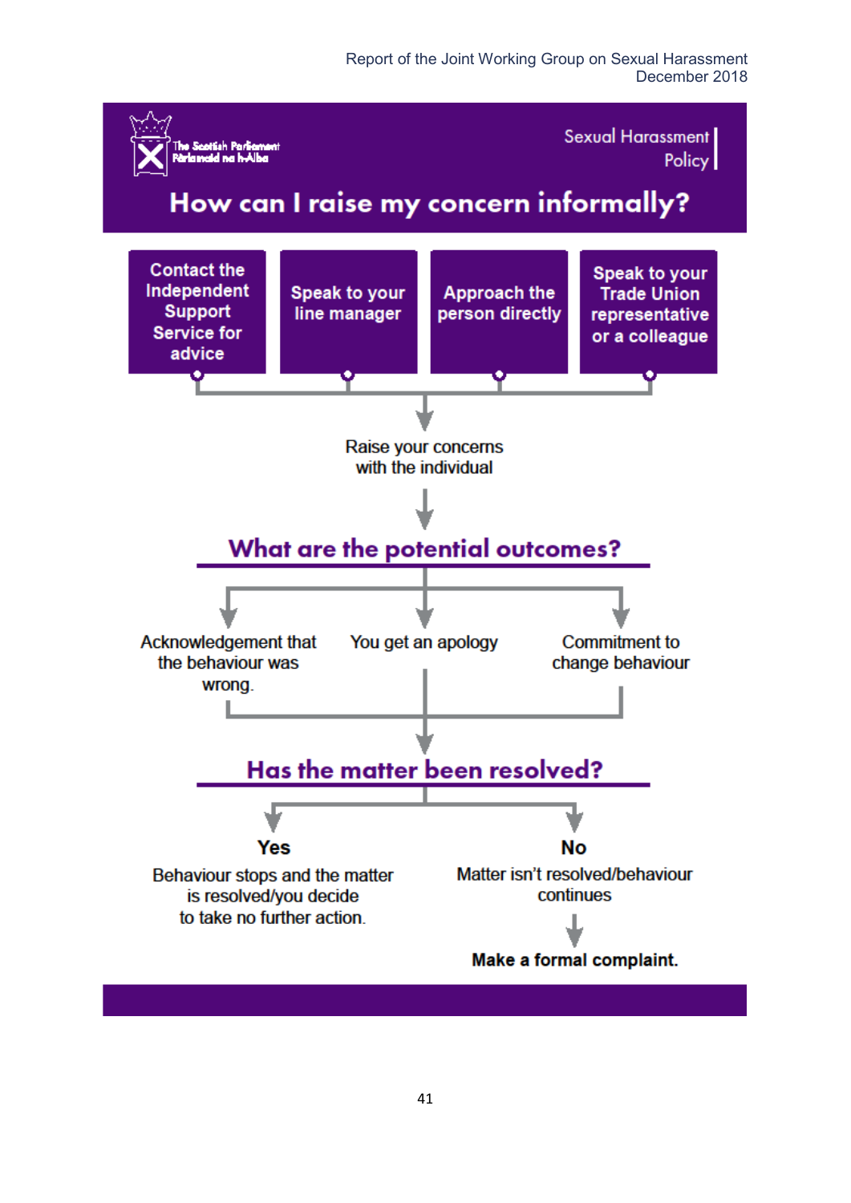The Scottish Parliament
Pàrlamaid na h-Alba

Sexual Harassment Policy

# How can I raise my concern informally?

- Contact the Independent Support Service for advice
- Speak to your line manager
- Approach the person directly
- Speak to your Trade Union representative or a colleague

Raise your concerns with the individual

## What are the potential outcomes?

- Acknowledgement that the behaviour was wrong.
- You get an apology
- Commitment to change behaviour

## Has the matter been resolved?

**Yes**

Behaviour stops and the matter is resolved/you decide to take no further action.

**No**

Matter isn't resolved/behaviour continues

**Make a formal complaint.**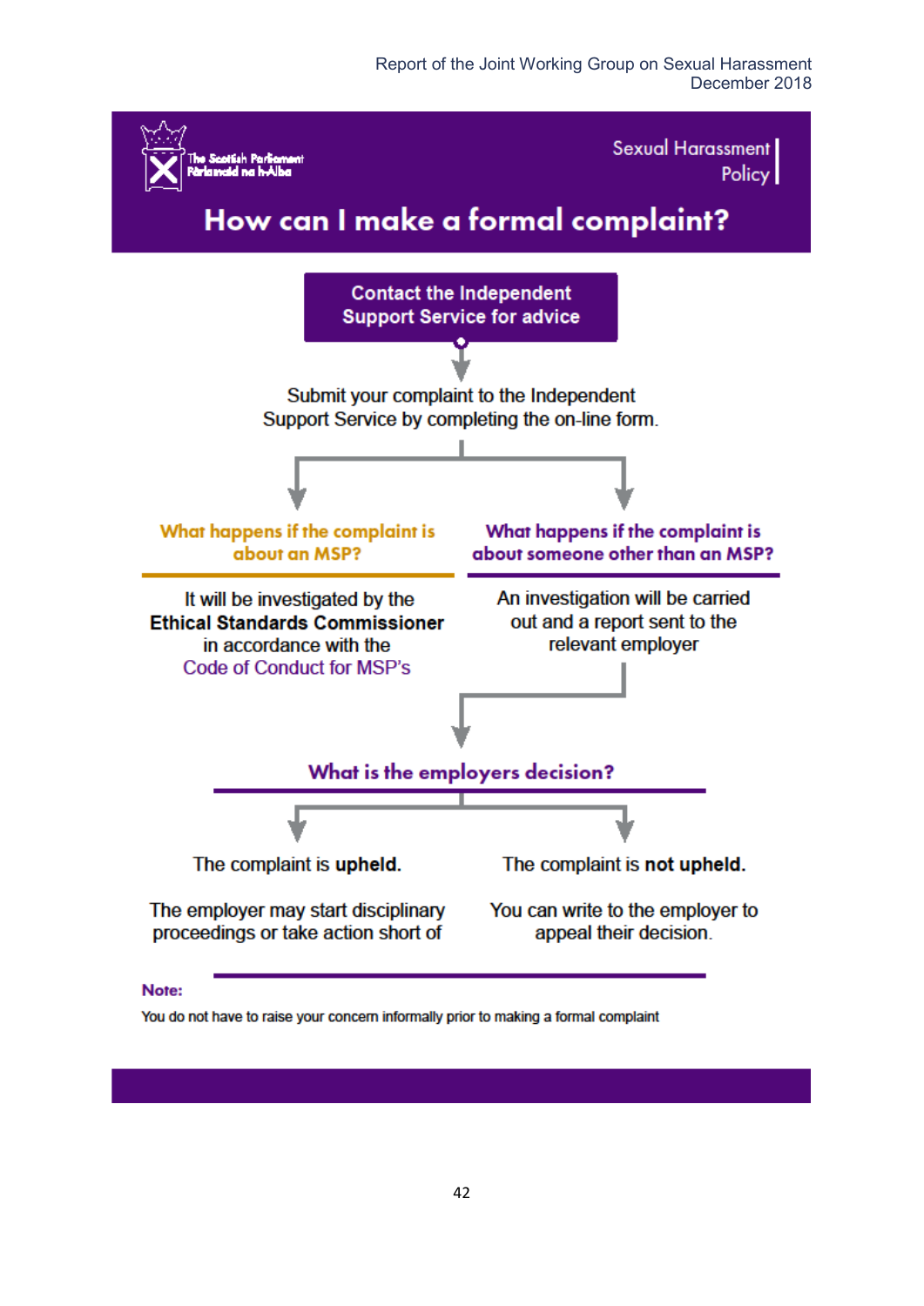The Scottish Parliament
Pàrlamaid na h-Alba

Sexual Harassment Policy

# How can I make a formal complaint?

**Contact the Independent Support Service for advice**

Submit your complaint to the Independent Support Service by completing the on-line form.

### What happens if the complaint is about an MSP?

It will be investigated by the **Ethical Standards Commissioner** in accordance with the Code of Conduct for MSP's

### What happens if the complaint is about someone other than an MSP?

An investigation will be carried out and a report sent to the relevant employer

### What is the employers decision?

The complaint is **upheld.**

The employer may start disciplinary proceedings or take action short of

The complaint is **not upheld.**

You can write to the employer to appeal their decision.

**Note:**

You do not have to raise your concern informally prior to making a formal complaint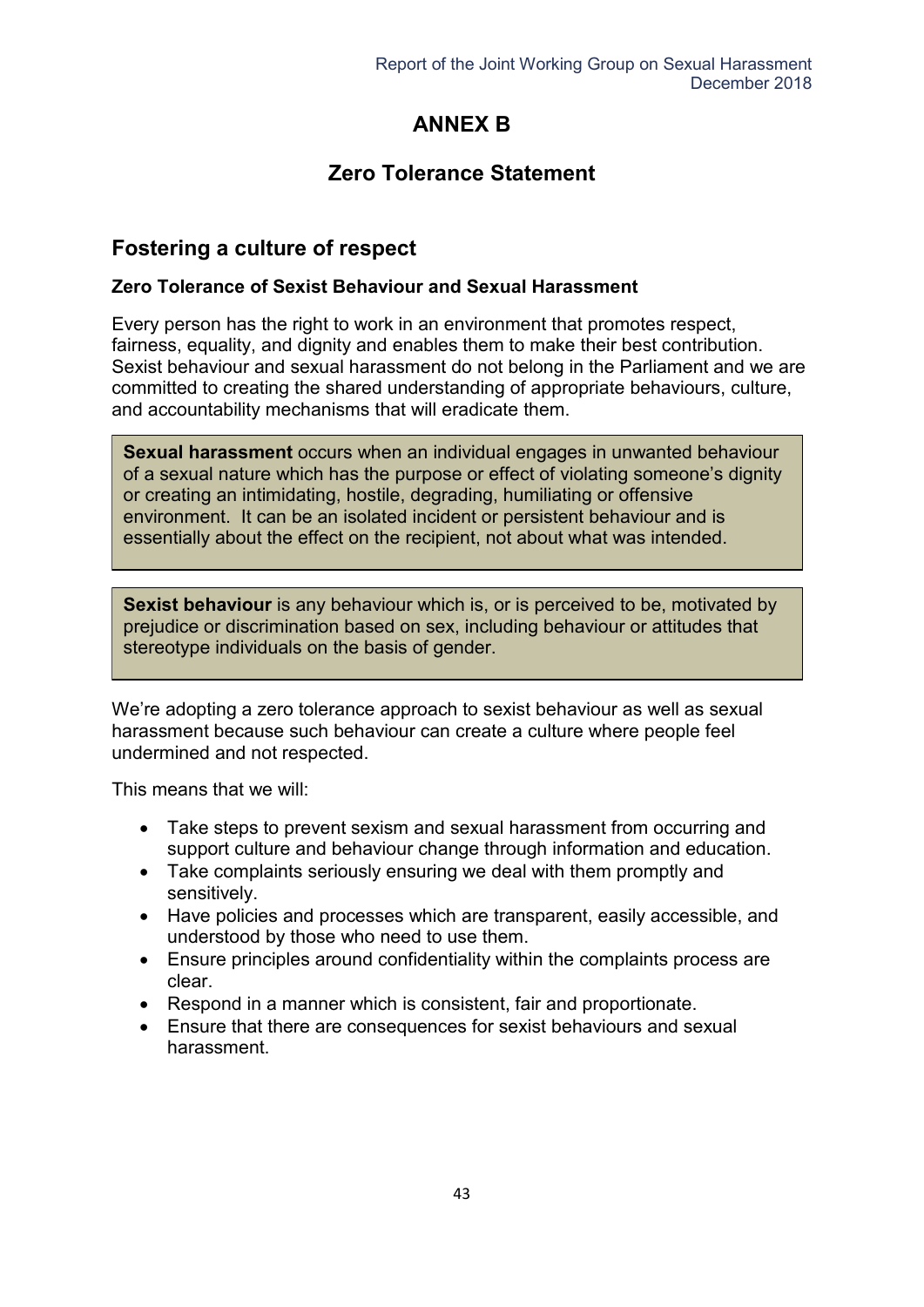# ANNEX B

## Zero Tolerance Statement

## Fostering a culture of respect

### Zero Tolerance of Sexist Behaviour and Sexual Harassment

Every person has the right to work in an environment that promotes respect, fairness, equality, and dignity and enables them to make their best contribution. Sexist behaviour and sexual harassment do not belong in the Parliament and we are committed to creating the shared understanding of appropriate behaviours, culture, and accountability mechanisms that will eradicate them.

**Sexual harassment** occurs when an individual engages in unwanted behaviour of a sexual nature which has the purpose or effect of violating someone's dignity or creating an intimidating, hostile, degrading, humiliating or offensive environment. It can be an isolated incident or persistent behaviour and is essentially about the effect on the recipient, not about what was intended.

**Sexist behaviour** is any behaviour which is, or is perceived to be, motivated by prejudice or discrimination based on sex, including behaviour or attitudes that stereotype individuals on the basis of gender.

We're adopting a zero tolerance approach to sexist behaviour as well as sexual harassment because such behaviour can create a culture where people feel undermined and not respected.

This means that we will:

- Take steps to prevent sexism and sexual harassment from occurring and support culture and behaviour change through information and education.
- Take complaints seriously ensuring we deal with them promptly and sensitively.
- Have policies and processes which are transparent, easily accessible, and understood by those who need to use them.
- Ensure principles around confidentiality within the complaints process are clear.
- Respond in a manner which is consistent, fair and proportionate.
- Ensure that there are consequences for sexist behaviours and sexual harassment.